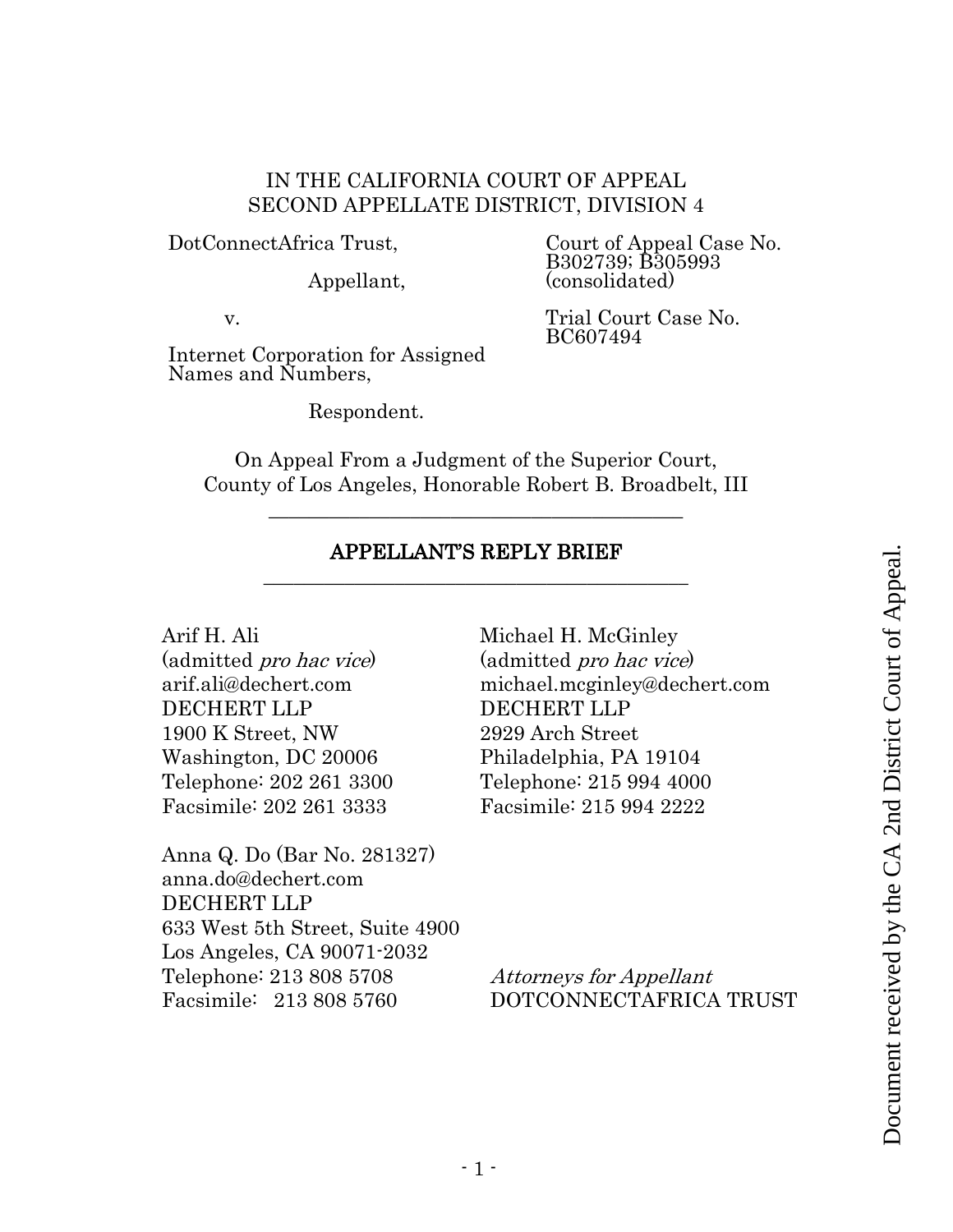IN THE CALIFORNIA COURT OF APPEAL
SECOND APPELLATE DISTRICT, DIVISION 4

DotConnectAfrica Trust,

Appellant,

v.

Internet Corporation for Assigned Names and Numbers,

Respondent.

Court of Appeal Case No. B302739; B305993 (consolidated)

Trial Court Case No. BC607494

On Appeal From a Judgment of the Superior Court, County of Los Angeles, Honorable Robert B. Broadbelt, III

---

# APPELLANT'S REPLY BRIEF

---

Arif H. Ali
(admitted *pro hac vice*)
arif.ali@dechert.com
DECHERT LLP
1900 K Street, NW
Washington, DC 20006
Telephone: 202 261 3300
Facsimile: 202 261 3333

Michael H. McGinley
(admitted *pro hac vice*)
michael.mcginley@dechert.com
DECHERT LLP
2929 Arch Street
Philadelphia, PA 19104
Telephone: 215 994 4000
Facsimile: 215 994 2222

Anna Q. Do (Bar No. 281327)
anna.do@dechert.com
DECHERT LLP
633 West 5th Street, Suite 4900
Los Angeles, CA 90071-2032
Telephone: 213 808 5708
Facsimile: 213 808 5760

*Attorneys for Appellant*
DOTCONNECTAFRICA TRUST

Document received by the CA 2nd District Court of Appeal.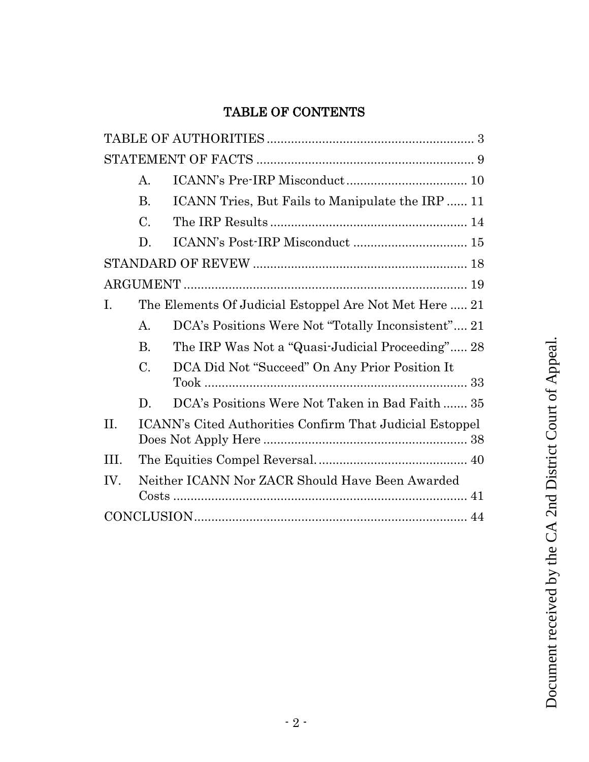# TABLE OF CONTENTS

TABLE OF AUTHORITIES ........................................................... 3

STATEMENT OF FACTS ........................................................... 9

- A. ICANN's Pre-IRP Misconduct .................................. 10
- B. ICANN Tries, But Fails to Manipulate the IRP ...... 11
- C. The IRP Results ........................................................ 14
- D. ICANN's Post-IRP Misconduct ................................ 15

STANDARD OF REVEW ............................................................ 18

ARGUMENT ................................................................................ 19

I. The Elements Of Judicial Estoppel Are Not Met Here ..... 21

- A. DCA's Positions Were Not "Totally Inconsistent" .... 21
- B. The IRP Was Not a "Quasi-Judicial Proceeding" ..... 28
- C. DCA Did Not "Succeed" On Any Prior Position It Took ............................................................................ 33
- D. DCA's Positions Were Not Taken in Bad Faith ....... 35

II. ICANN's Cited Authorities Confirm That Judicial Estoppel Does Not Apply Here .......................................................... 38

III. The Equities Compel Reversal. .......................................... 40

IV. Neither ICANN Nor ZACR Should Have Been Awarded Costs ..................................................................................... 41

CONCLUSION .............................................................................. 44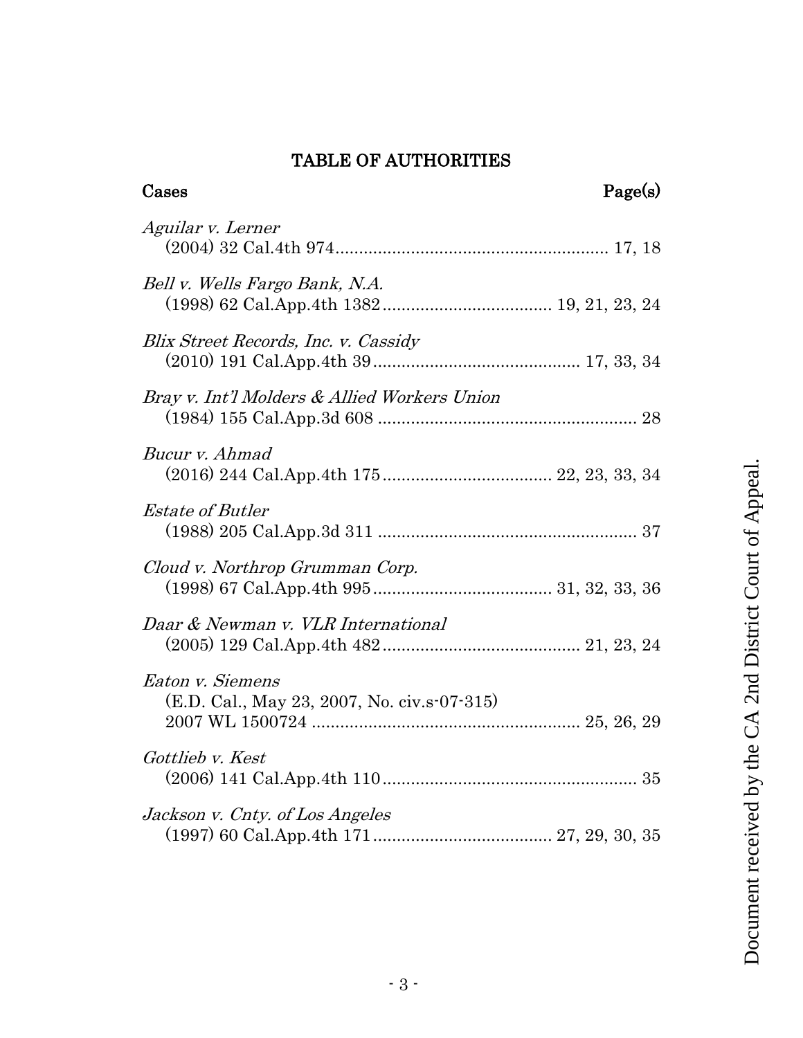# TABLE OF AUTHORITIES

| Cases | Page(s) |
| --- | --- |
| *Aguilar v. Lerner* (2004) 32 Cal.4th 974 | 17, 18 |
| *Bell v. Wells Fargo Bank, N.A.* (1998) 62 Cal.App.4th 1382 | 19, 21, 23, 24 |
| *Blix Street Records, Inc. v. Cassidy* (2010) 191 Cal.App.4th 39 | 17, 33, 34 |
| *Bray v. Int'l Molders & Allied Workers Union* (1984) 155 Cal.App.3d 608 | 28 |
| *Bucur v. Ahmad* (2016) 244 Cal.App.4th 175 | 22, 23, 33, 34 |
| *Estate of Butler* (1988) 205 Cal.App.3d 311 | 37 |
| *Cloud v. Northrop Grumman Corp.* (1998) 67 Cal.App.4th 995 | 31, 32, 33, 36 |
| *Daar & Newman v. VLR International* (2005) 129 Cal.App.4th 482 | 21, 23, 24 |
| *Eaton v. Siemens* (E.D. Cal., May 23, 2007, No. civ.s-07-315) 2007 WL 1500724 | 25, 26, 29 |
| *Gottlieb v. Kest* (2006) 141 Cal.App.4th 110 | 35 |
| *Jackson v. Cnty. of Los Angeles* (1997) 60 Cal.App.4th 171 | 27, 29, 30, 35 |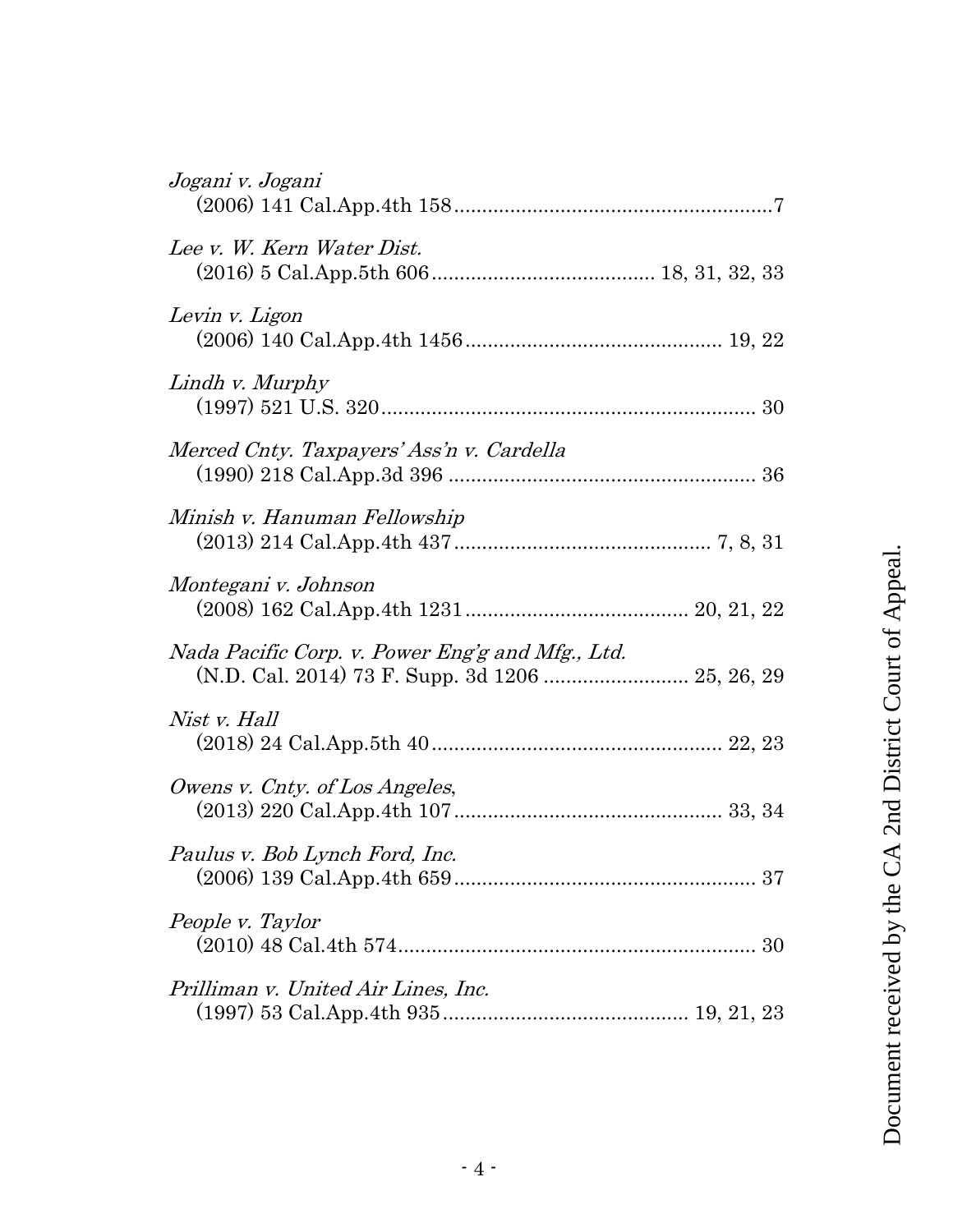*Jogani v. Jogani*
(2006) 141 Cal.App.4th 158..........................................................7

*Lee v. W. Kern Water Dist.*
(2016) 5 Cal.App.5th 606....................................... 18, 31, 32, 33

*Levin v. Ligon*
(2006) 140 Cal.App.4th 1456............................................. 19, 22

*Lindh v. Murphy*
(1997) 521 U.S. 320.................................................................. 30

*Merced Cnty. Taxpayers' Ass'n v. Cardella*
(1990) 218 Cal.App.3d 396 ...................................................... 36

*Minish v. Hanuman Fellowship*
(2013) 214 Cal.App.4th 437............................................. 7, 8, 31

*Montegani v. Johnson*
(2008) 162 Cal.App.4th 1231....................................... 20, 21, 22

*Nada Pacific Corp. v. Power Eng'g and Mfg., Ltd.*
(N.D. Cal. 2014) 73 F. Supp. 3d 1206 .......................... 25, 26, 29

*Nist v. Hall*
(2018) 24 Cal.App.5th 40.................................................... 22, 23

*Owens v. Cnty. of Los Angeles*,
(2013) 220 Cal.App.4th 107................................................ 33, 34

*Paulus v. Bob Lynch Ford, Inc.*
(2006) 139 Cal.App.4th 659...................................................... 37

*People v. Taylor*
(2010) 48 Cal.4th 574................................................................ 30

*Prilliman v. United Air Lines, Inc.*
(1997) 53 Cal.App.4th 935........................................... 19, 21, 23

Document received by the CA 2nd District Court of Appeal.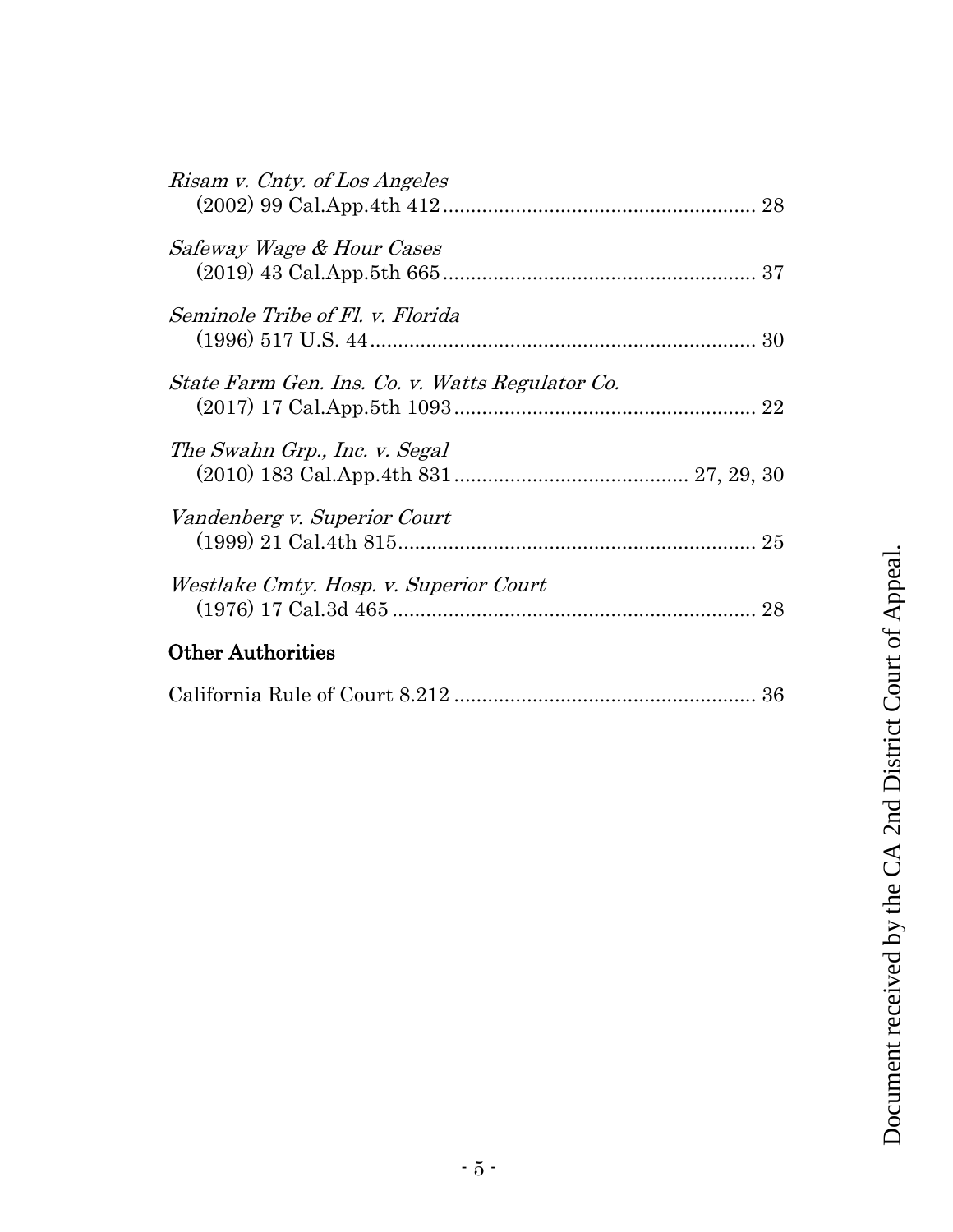*Risam v. Cnty. of Los Angeles*
(2002) 99 Cal.App.4th 412 ........................................................ 28

*Safeway Wage & Hour Cases*
(2019) 43 Cal.App.5th 665 ........................................................ 37

*Seminole Tribe of Fl. v. Florida*
(1996) 517 U.S. 44 ..................................................................... 30

*State Farm Gen. Ins. Co. v. Watts Regulator Co.*
(2017) 17 Cal.App.5th 1093 ...................................................... 22

*The Swahn Grp., Inc. v. Segal*
(2010) 183 Cal.App.4th 831 ......................................... 27, 29, 30

*Vandenberg v. Superior Court*
(1999) 21 Cal.4th 815 ................................................................ 25

*Westlake Cmty. Hosp. v. Superior Court*
(1976) 17 Cal.3d 465 ................................................................. 28

**Other Authorities**

California Rule of Court 8.212 ...................................................... 36

Document received by the CA 2nd District Court of Appeal.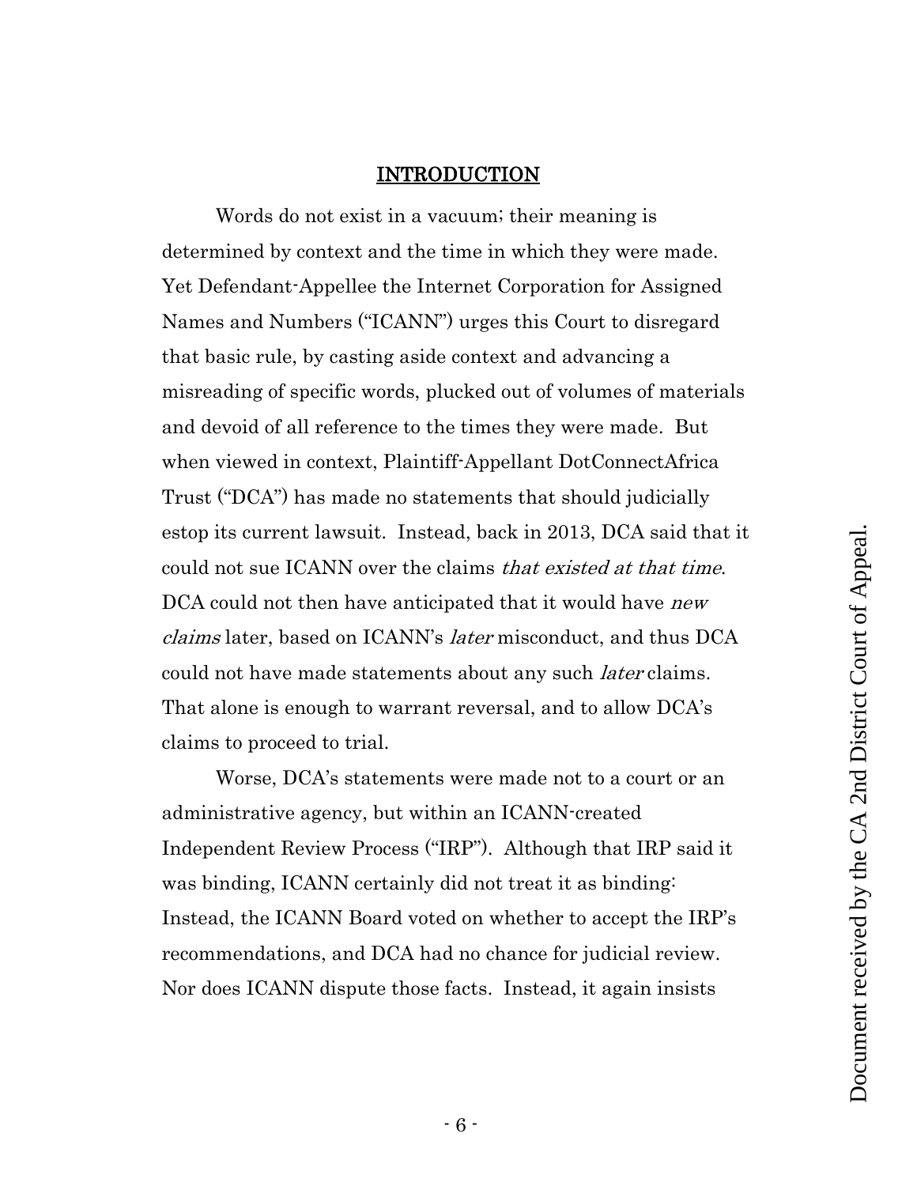## INTRODUCTION

Words do not exist in a vacuum; their meaning is determined by context and the time in which they were made. Yet Defendant-Appellee the Internet Corporation for Assigned Names and Numbers ("ICANN") urges this Court to disregard that basic rule, by casting aside context and advancing a misreading of specific words, plucked out of volumes of materials and devoid of all reference to the times they were made. But when viewed in context, Plaintiff-Appellant DotConnectAfrica Trust ("DCA") has made no statements that should judicially estop its current lawsuit. Instead, back in 2013, DCA said that it could not sue ICANN over the claims *that existed at that time*. DCA could not then have anticipated that it would have *new claims* later, based on ICANN's *later* misconduct, and thus DCA could not have made statements about any such *later* claims. That alone is enough to warrant reversal, and to allow DCA's claims to proceed to trial.

Worse, DCA's statements were made not to a court or an administrative agency, but within an ICANN-created Independent Review Process ("IRP"). Although that IRP said it was binding, ICANN certainly did not treat it as binding: Instead, the ICANN Board voted on whether to accept the IRP's recommendations, and DCA had no chance for judicial review. Nor does ICANN dispute those facts. Instead, it again insists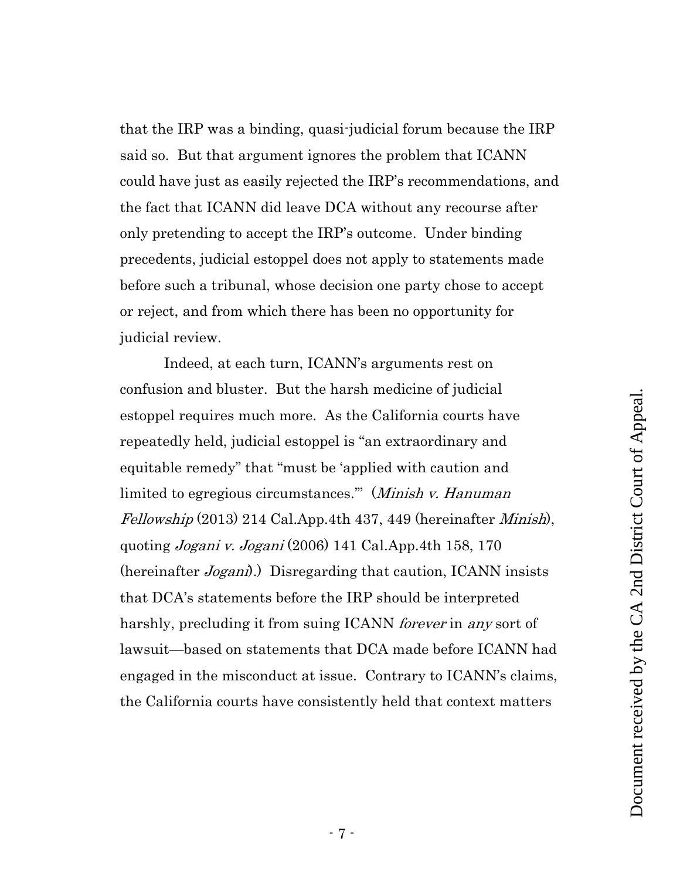that the IRP was a binding, quasi-judicial forum because the IRP said so. But that argument ignores the problem that ICANN could have just as easily rejected the IRP's recommendations, and the fact that ICANN did leave DCA without any recourse after only pretending to accept the IRP's outcome. Under binding precedents, judicial estoppel does not apply to statements made before such a tribunal, whose decision one party chose to accept or reject, and from which there has been no opportunity for judicial review.

Indeed, at each turn, ICANN's arguments rest on confusion and bluster. But the harsh medicine of judicial estoppel requires much more. As the California courts have repeatedly held, judicial estoppel is "an extraordinary and equitable remedy" that "must be 'applied with caution and limited to egregious circumstances.'" (*Minish v. Hanuman Fellowship* (2013) 214 Cal.App.4th 437, 449 (hereinafter *Minish*), quoting *Jogani v. Jogani* (2006) 141 Cal.App.4th 158, 170 (hereinafter *Jogani*).) Disregarding that caution, ICANN insists that DCA's statements before the IRP should be interpreted harshly, precluding it from suing ICANN *forever* in *any* sort of lawsuit—based on statements that DCA made before ICANN had engaged in the misconduct at issue. Contrary to ICANN's claims, the California courts have consistently held that context matters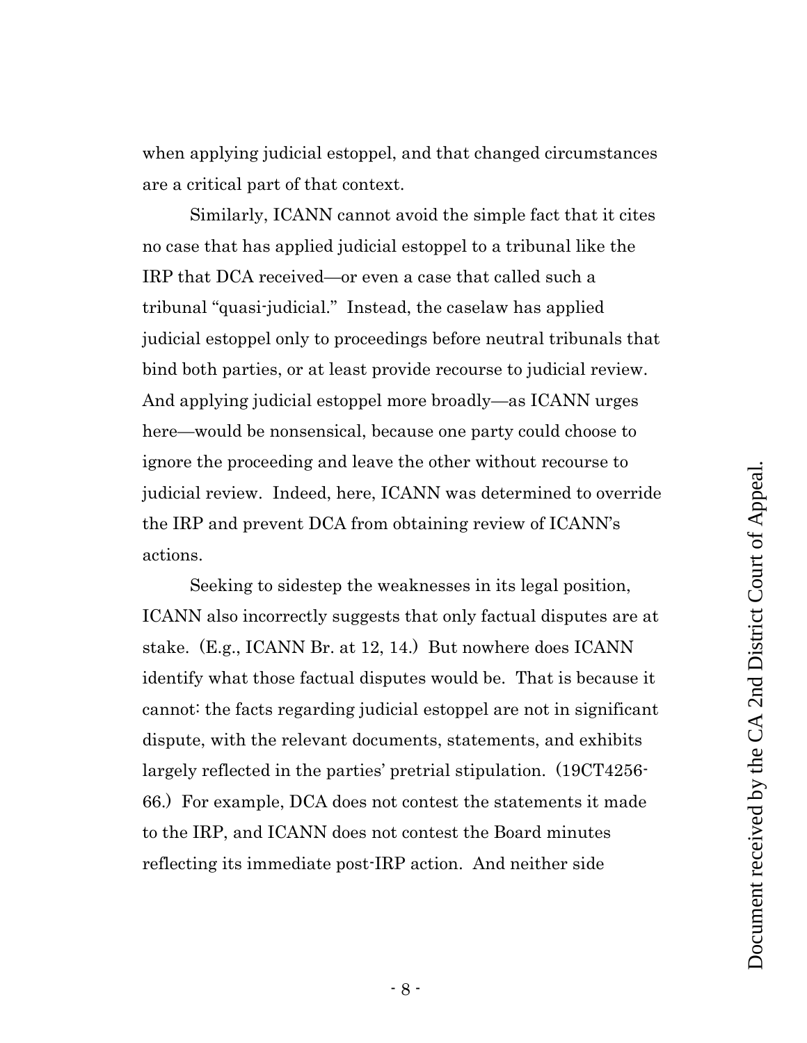when applying judicial estoppel, and that changed circumstances are a critical part of that context.

Similarly, ICANN cannot avoid the simple fact that it cites no case that has applied judicial estoppel to a tribunal like the IRP that DCA received—or even a case that called such a tribunal "quasi-judicial." Instead, the caselaw has applied judicial estoppel only to proceedings before neutral tribunals that bind both parties, or at least provide recourse to judicial review. And applying judicial estoppel more broadly—as ICANN urges here—would be nonsensical, because one party could choose to ignore the proceeding and leave the other without recourse to judicial review. Indeed, here, ICANN was determined to override the IRP and prevent DCA from obtaining review of ICANN's actions.

Seeking to sidestep the weaknesses in its legal position, ICANN also incorrectly suggests that only factual disputes are at stake. (E.g., ICANN Br. at 12, 14.) But nowhere does ICANN identify what those factual disputes would be. That is because it cannot: the facts regarding judicial estoppel are not in significant dispute, with the relevant documents, statements, and exhibits largely reflected in the parties' pretrial stipulation. (19CT4256-66.) For example, DCA does not contest the statements it made to the IRP, and ICANN does not contest the Board minutes reflecting its immediate post-IRP action. And neither side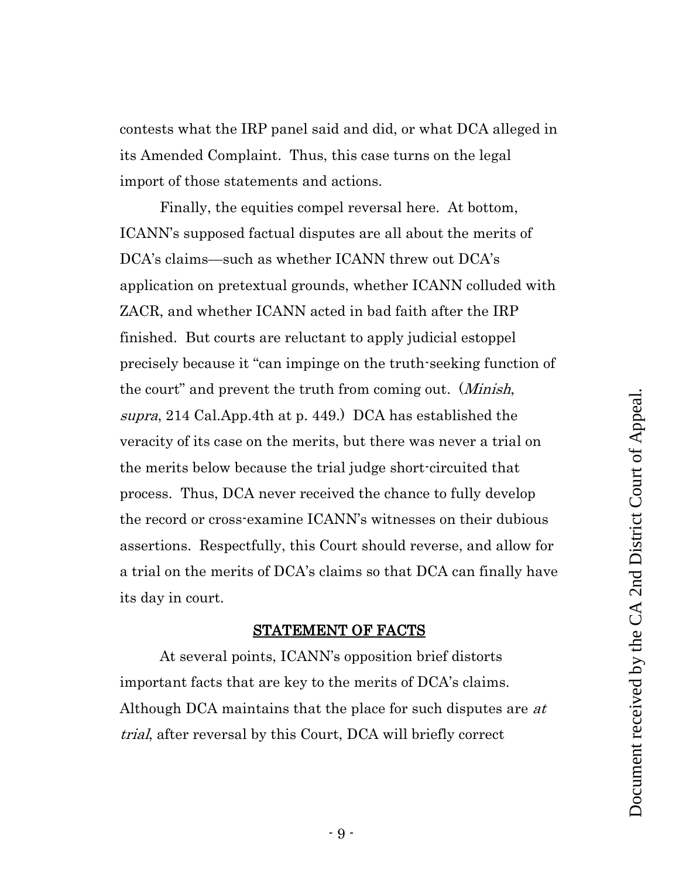contests what the IRP panel said and did, or what DCA alleged in its Amended Complaint. Thus, this case turns on the legal import of those statements and actions.

Finally, the equities compel reversal here. At bottom, ICANN's supposed factual disputes are all about the merits of DCA's claims—such as whether ICANN threw out DCA's application on pretextual grounds, whether ICANN colluded with ZACR, and whether ICANN acted in bad faith after the IRP finished. But courts are reluctant to apply judicial estoppel precisely because it "can impinge on the truth-seeking function of the court" and prevent the truth from coming out. (*Minish*, *supra*, 214 Cal.App.4th at p. 449.) DCA has established the veracity of its case on the merits, but there was never a trial on the merits below because the trial judge short-circuited that process. Thus, DCA never received the chance to fully develop the record or cross-examine ICANN's witnesses on their dubious assertions. Respectfully, this Court should reverse, and allow for a trial on the merits of DCA's claims so that DCA can finally have its day in court.

## STATEMENT OF FACTS

At several points, ICANN's opposition brief distorts important facts that are key to the merits of DCA's claims. Although DCA maintains that the place for such disputes are *at trial*, after reversal by this Court, DCA will briefly correct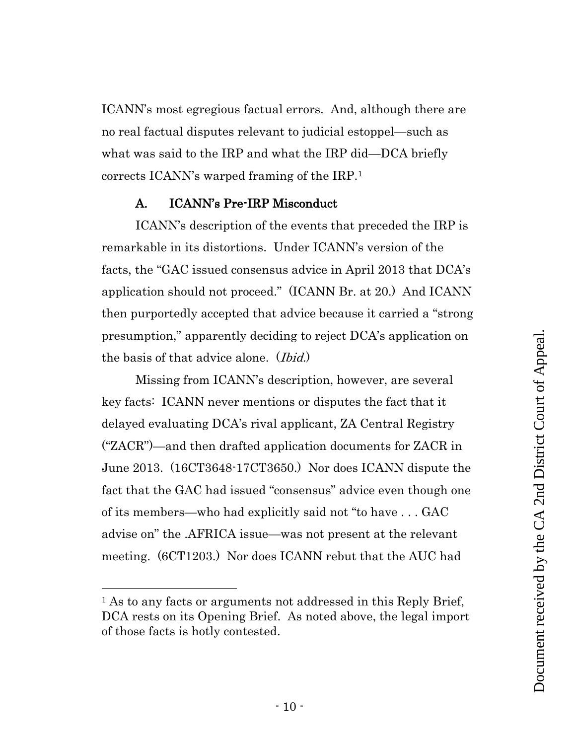ICANN's most egregious factual errors. And, although there are no real factual disputes relevant to judicial estoppel—such as what was said to the IRP and what the IRP did—DCA briefly corrects ICANN's warped framing of the IRP.[1]

### A. ICANN's Pre-IRP Misconduct

ICANN's description of the events that preceded the IRP is remarkable in its distortions. Under ICANN's version of the facts, the "GAC issued consensus advice in April 2013 that DCA's application should not proceed." (ICANN Br. at 20.) And ICANN then purportedly accepted that advice because it carried a "strong presumption," apparently deciding to reject DCA's application on the basis of that advice alone. (*Ibid.*)

Missing from ICANN's description, however, are several key facts: ICANN never mentions or disputes the fact that it delayed evaluating DCA's rival applicant, ZA Central Registry ("ZACR")—and then drafted application documents for ZACR in June 2013. (16CT3648-17CT3650.) Nor does ICANN dispute the fact that the GAC had issued "consensus" advice even though one of its members—who had explicitly said not "to have . . . GAC advise on" the .AFRICA issue—was not present at the relevant meeting. (6CT1203.) Nor does ICANN rebut that the AUC had

---

[1] As to any facts or arguments not addressed in this Reply Brief, DCA rests on its Opening Brief. As noted above, the legal import of those facts is hotly contested.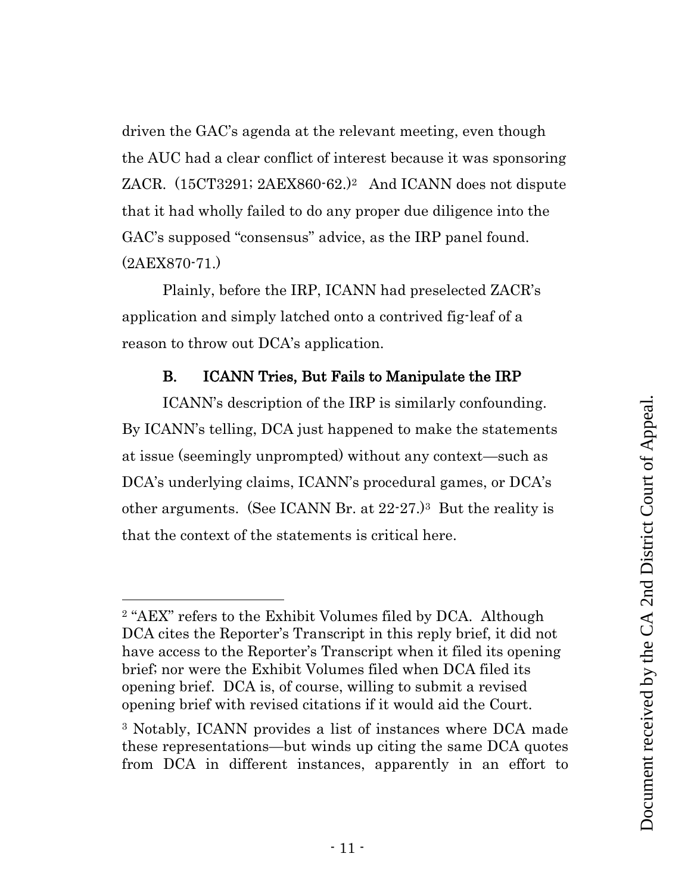driven the GAC's agenda at the relevant meeting, even though the AUC had a clear conflict of interest because it was sponsoring ZACR. (15CT3291; 2AEX860-62.)[2] And ICANN does not dispute that it had wholly failed to do any proper due diligence into the GAC's supposed "consensus" advice, as the IRP panel found. (2AEX870-71.)

Plainly, before the IRP, ICANN had preselected ZACR's application and simply latched onto a contrived fig-leaf of a reason to throw out DCA's application.

### B. ICANN Tries, But Fails to Manipulate the IRP

ICANN's description of the IRP is similarly confounding. By ICANN's telling, DCA just happened to make the statements at issue (seemingly unprompted) without any context—such as DCA's underlying claims, ICANN's procedural games, or DCA's other arguments. (See ICANN Br. at 22-27.)[3] But the reality is that the context of the statements is critical here.

---

[2] "AEX" refers to the Exhibit Volumes filed by DCA. Although DCA cites the Reporter's Transcript in this reply brief, it did not have access to the Reporter's Transcript when it filed its opening brief; nor were the Exhibit Volumes filed when DCA filed its opening brief. DCA is, of course, willing to submit a revised opening brief with revised citations if it would aid the Court.

[3] Notably, ICANN provides a list of instances where DCA made these representations—but winds up citing the same DCA quotes from DCA in different instances, apparently in an effort to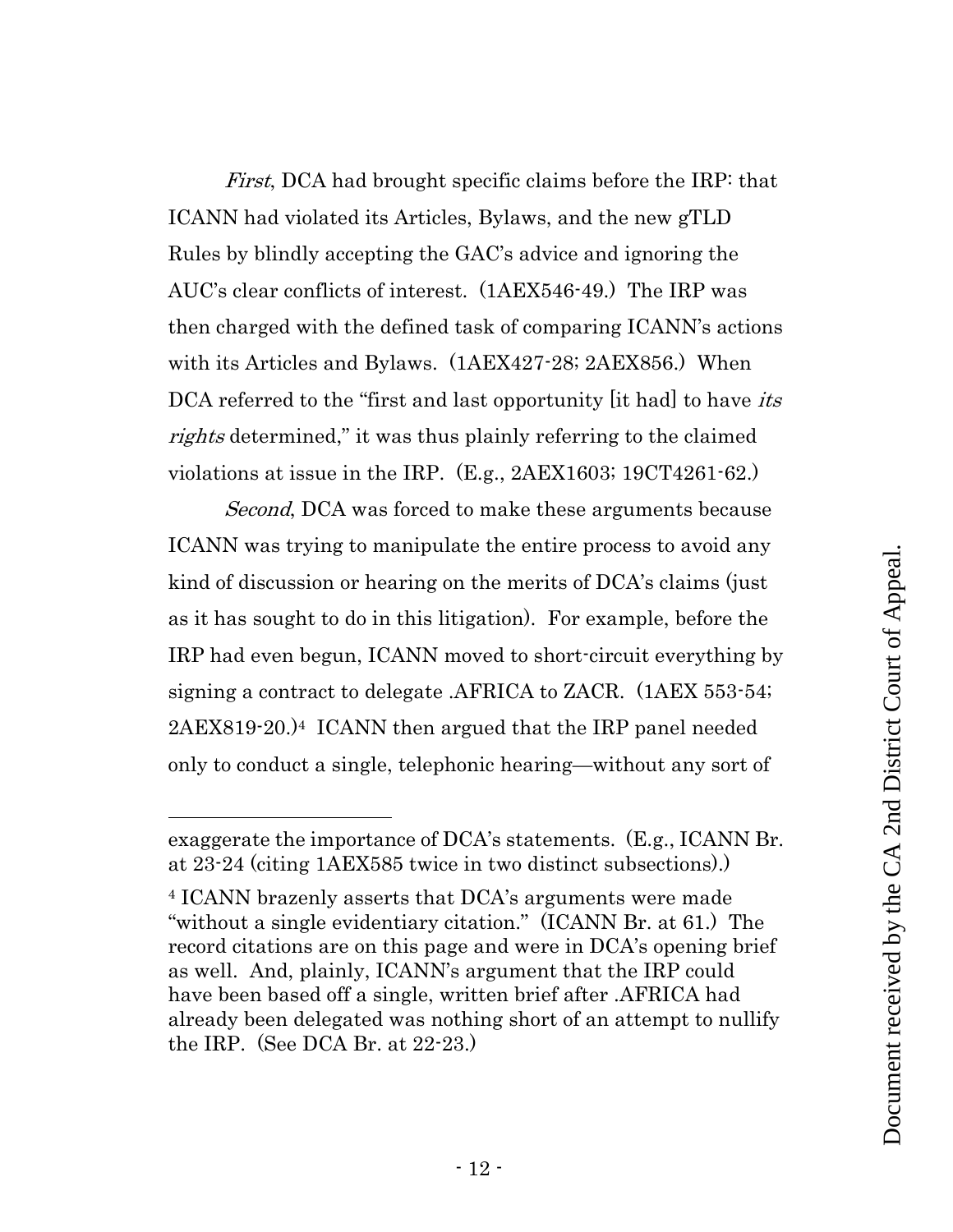*First*, DCA had brought specific claims before the IRP: that ICANN had violated its Articles, Bylaws, and the new gTLD Rules by blindly accepting the GAC's advice and ignoring the AUC's clear conflicts of interest. (1AEX546-49.) The IRP was then charged with the defined task of comparing ICANN's actions with its Articles and Bylaws. (1AEX427-28; 2AEX856.) When DCA referred to the "first and last opportunity [it had] to have *its rights* determined," it was thus plainly referring to the claimed violations at issue in the IRP. (E.g., 2AEX1603; 19CT4261-62.)

*Second*, DCA was forced to make these arguments because ICANN was trying to manipulate the entire process to avoid any kind of discussion or hearing on the merits of DCA's claims (just as it has sought to do in this litigation). For example, before the IRP had even begun, ICANN moved to short-circuit everything by signing a contract to delegate .AFRICA to ZACR. (1AEX 553-54; 2AEX819-20.)[4] ICANN then argued that the IRP panel needed only to conduct a single, telephonic hearing—without any sort of

---

exaggerate the importance of DCA's statements. (E.g., ICANN Br. at 23-24 (citing 1AEX585 twice in two distinct subsections).)

[4] ICANN brazenly asserts that DCA's arguments were made "without a single evidentiary citation." (ICANN Br. at 61.) The record citations are on this page and were in DCA's opening brief as well. And, plainly, ICANN's argument that the IRP could have been based off a single, written brief after .AFRICA had already been delegated was nothing short of an attempt to nullify the IRP. (See DCA Br. at 22-23.)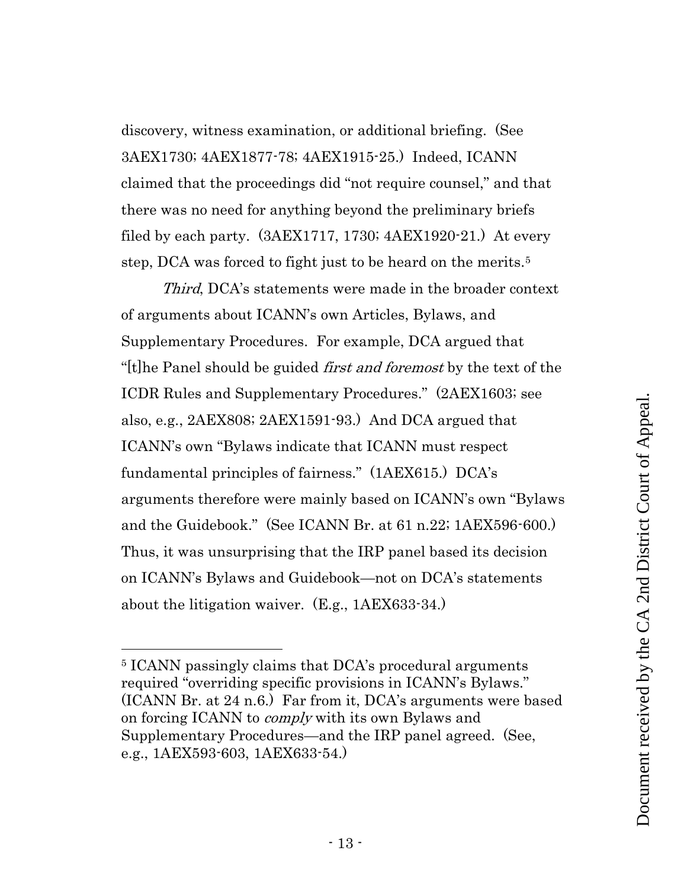discovery, witness examination, or additional briefing. (See 3AEX1730; 4AEX1877-78; 4AEX1915-25.) Indeed, ICANN claimed that the proceedings did "not require counsel," and that there was no need for anything beyond the preliminary briefs filed by each party. (3AEX1717, 1730; 4AEX1920-21.) At every step, DCA was forced to fight just to be heard on the merits.[5]

*Third*, DCA's statements were made in the broader context of arguments about ICANN's own Articles, Bylaws, and Supplementary Procedures. For example, DCA argued that "[t]he Panel should be guided *first and foremost* by the text of the ICDR Rules and Supplementary Procedures." (2AEX1603; see also, e.g., 2AEX808; 2AEX1591-93.) And DCA argued that ICANN's own "Bylaws indicate that ICANN must respect fundamental principles of fairness." (1AEX615.) DCA's arguments therefore were mainly based on ICANN's own "Bylaws and the Guidebook." (See ICANN Br. at 61 n.22; 1AEX596-600.) Thus, it was unsurprising that the IRP panel based its decision on ICANN's Bylaws and Guidebook—not on DCA's statements about the litigation waiver. (E.g., 1AEX633-34.)

---

[5] ICANN passingly claims that DCA's procedural arguments required "overriding specific provisions in ICANN's Bylaws." (ICANN Br. at 24 n.6.) Far from it, DCA's arguments were based on forcing ICANN to *comply* with its own Bylaws and Supplementary Procedures—and the IRP panel agreed. (See, e.g., 1AEX593-603, 1AEX633-54.)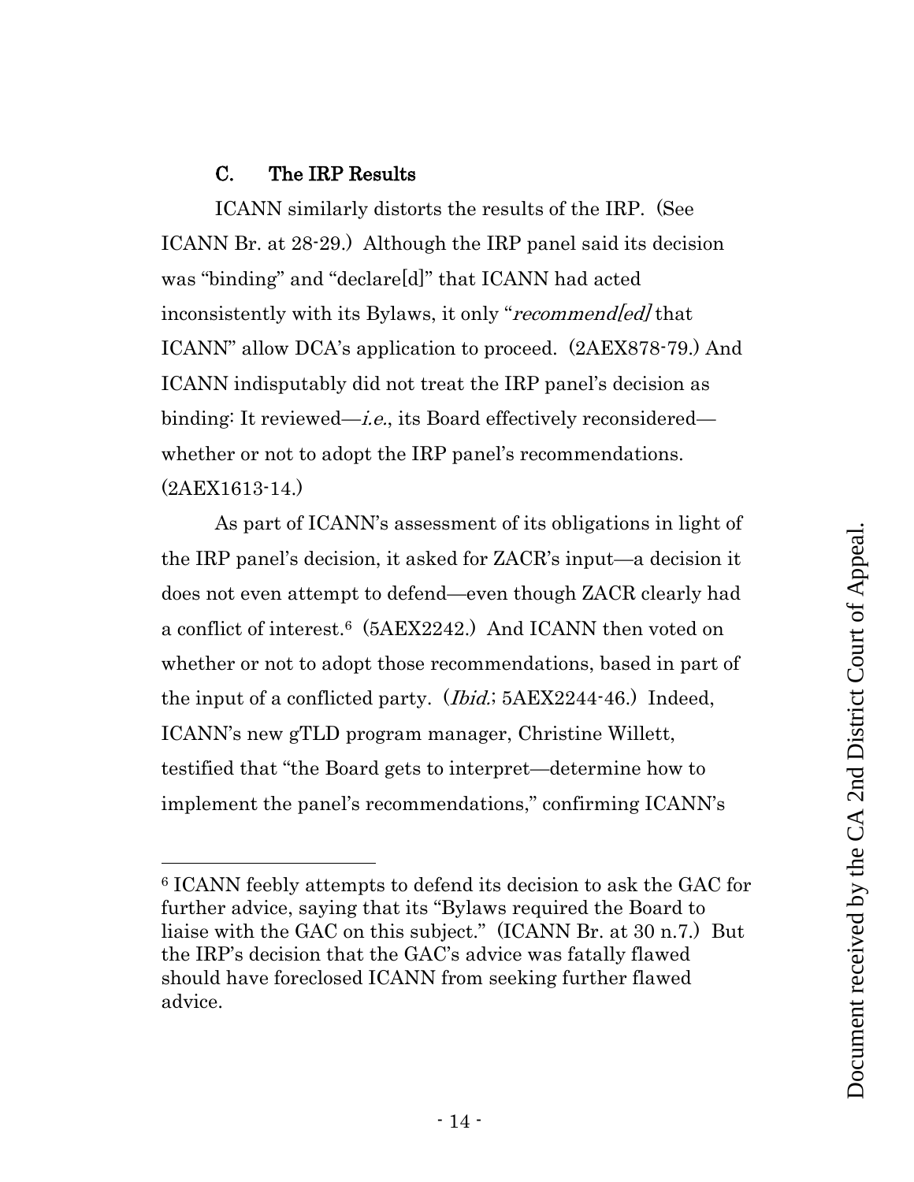### C. The IRP Results

ICANN similarly distorts the results of the IRP. (See ICANN Br. at 28-29.) Although the IRP panel said its decision was "binding" and "declare[d]" that ICANN had acted inconsistently with its Bylaws, it only "*recommend[ed]* that ICANN" allow DCA's application to proceed. (2AEX878-79.) And ICANN indisputably did not treat the IRP panel's decision as binding: It reviewed—*i.e.*, its Board effectively reconsidered—whether or not to adopt the IRP panel's recommendations. (2AEX1613-14.)

As part of ICANN's assessment of its obligations in light of the IRP panel's decision, it asked for ZACR's input—a decision it does not even attempt to defend—even though ZACR clearly had a conflict of interest.[6] (5AEX2242.) And ICANN then voted on whether or not to adopt those recommendations, based in part of the input of a conflicted party. (*Ibid.*; 5AEX2244-46.) Indeed, ICANN's new gTLD program manager, Christine Willett, testified that "the Board gets to interpret—determine how to implement the panel's recommendations," confirming ICANN's

---

[6] ICANN feebly attempts to defend its decision to ask the GAC for further advice, saying that its "Bylaws required the Board to liaise with the GAC on this subject." (ICANN Br. at 30 n.7.) But the IRP's decision that the GAC's advice was fatally flawed should have foreclosed ICANN from seeking further flawed advice.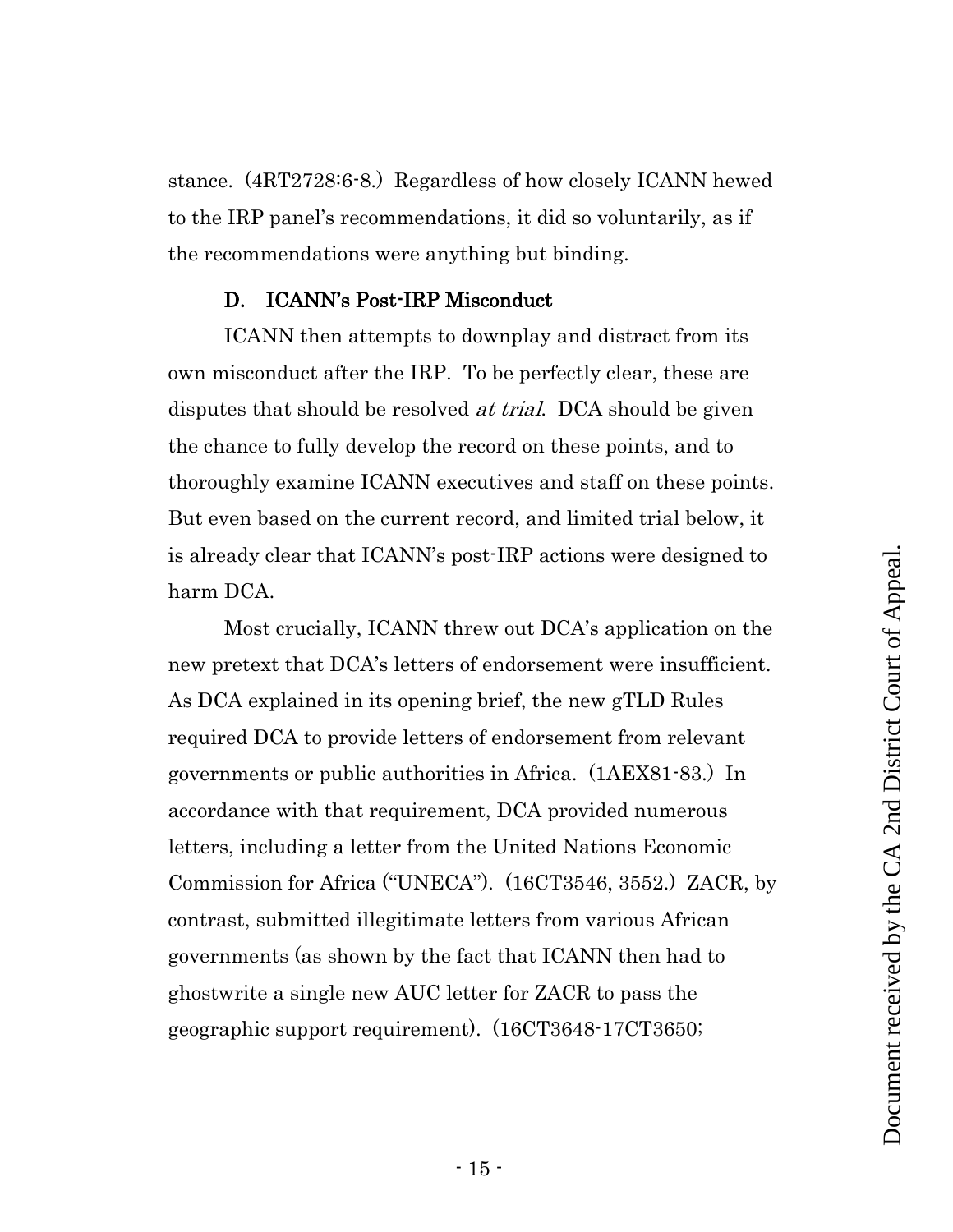stance. (4RT2728:6-8.) Regardless of how closely ICANN hewed to the IRP panel's recommendations, it did so voluntarily, as if the recommendations were anything but binding.

### D. ICANN's Post-IRP Misconduct

ICANN then attempts to downplay and distract from its own misconduct after the IRP. To be perfectly clear, these are disputes that should be resolved *at trial*. DCA should be given the chance to fully develop the record on these points, and to thoroughly examine ICANN executives and staff on these points. But even based on the current record, and limited trial below, it is already clear that ICANN's post-IRP actions were designed to harm DCA.

Most crucially, ICANN threw out DCA's application on the new pretext that DCA's letters of endorsement were insufficient. As DCA explained in its opening brief, the new gTLD Rules required DCA to provide letters of endorsement from relevant governments or public authorities in Africa. (1AEX81-83.) In accordance with that requirement, DCA provided numerous letters, including a letter from the United Nations Economic Commission for Africa ("UNECA"). (16CT3546, 3552.) ZACR, by contrast, submitted illegitimate letters from various African governments (as shown by the fact that ICANN then had to ghostwrite a single new AUC letter for ZACR to pass the geographic support requirement). (16CT3648-17CT3650;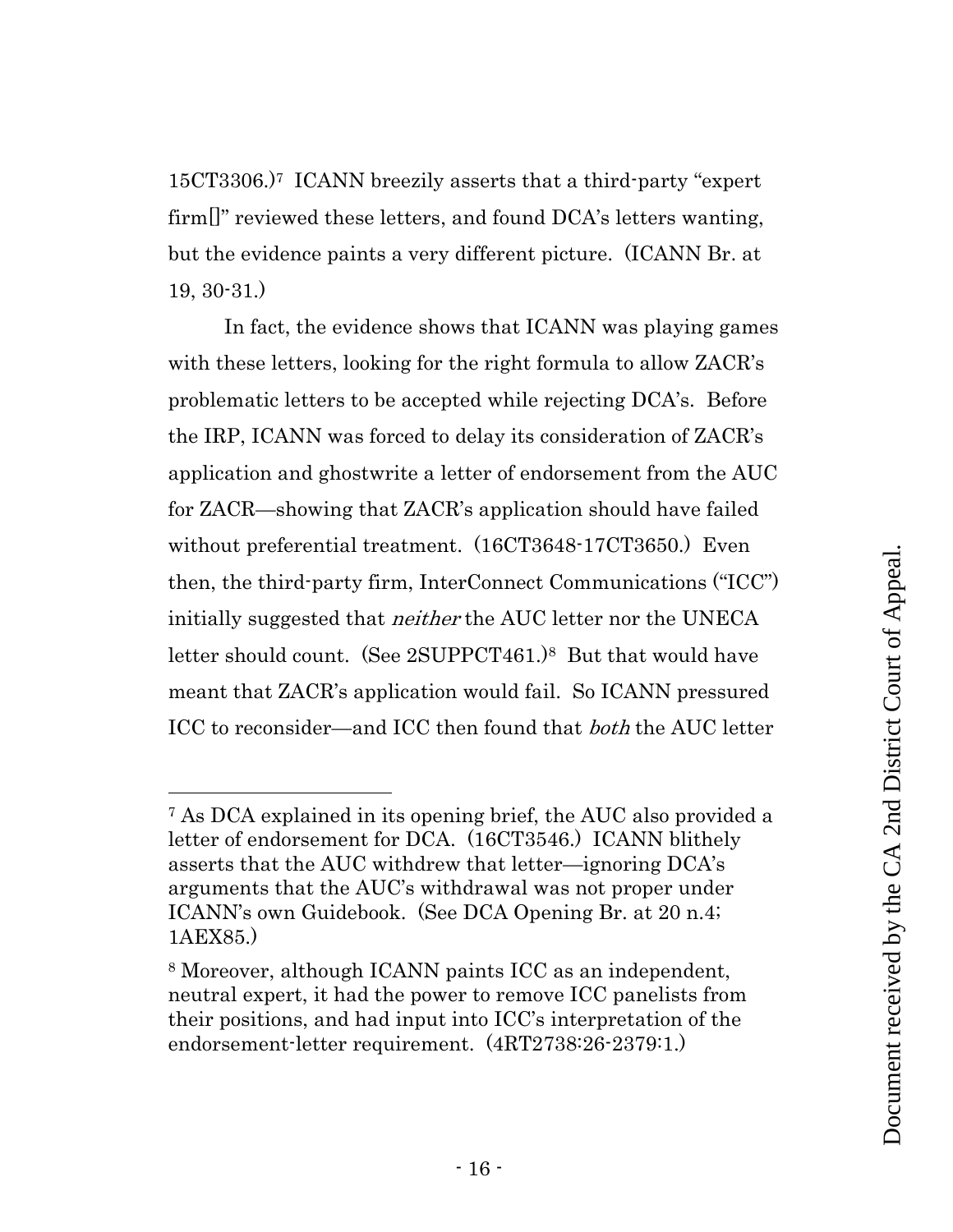15CT3306.)[7] ICANN breezily asserts that a third-party "expert firm[]" reviewed these letters, and found DCA's letters wanting, but the evidence paints a very different picture. (ICANN Br. at 19, 30-31.)

In fact, the evidence shows that ICANN was playing games with these letters, looking for the right formula to allow ZACR's problematic letters to be accepted while rejecting DCA's. Before the IRP, ICANN was forced to delay its consideration of ZACR's application and ghostwrite a letter of endorsement from the AUC for ZACR—showing that ZACR's application should have failed without preferential treatment. (16CT3648-17CT3650.) Even then, the third-party firm, InterConnect Communications ("ICC") initially suggested that *neither* the AUC letter nor the UNECA letter should count. (See 2SUPPCT461.)[8] But that would have meant that ZACR's application would fail. So ICANN pressured ICC to reconsider—and ICC then found that *both* the AUC letter

---

[7] As DCA explained in its opening brief, the AUC also provided a letter of endorsement for DCA. (16CT3546.) ICANN blithely asserts that the AUC withdrew that letter—ignoring DCA's arguments that the AUC's withdrawal was not proper under ICANN's own Guidebook. (See DCA Opening Br. at 20 n.4; 1AEX85.)

[8] Moreover, although ICANN paints ICC as an independent, neutral expert, it had the power to remove ICC panelists from their positions, and had input into ICC's interpretation of the endorsement-letter requirement. (4RT2738:26-2379:1.)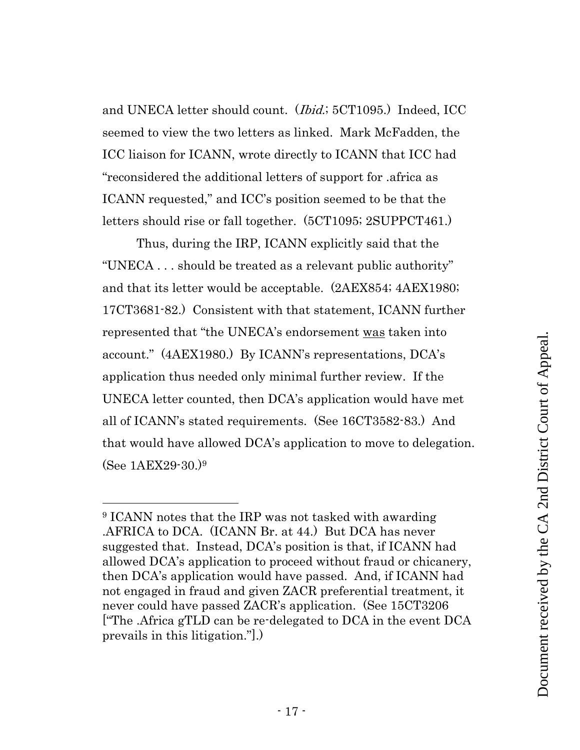and UNECA letter should count. (*Ibid.*; 5CT1095.) Indeed, ICC seemed to view the two letters as linked. Mark McFadden, the ICC liaison for ICANN, wrote directly to ICANN that ICC had "reconsidered the additional letters of support for .africa as ICANN requested," and ICC's position seemed to be that the letters should rise or fall together. (5CT1095; 2SUPPCT461.)

Thus, during the IRP, ICANN explicitly said that the "UNECA . . . should be treated as a relevant public authority" and that its letter would be acceptable. (2AEX854; 4AEX1980; 17CT3681-82.) Consistent with that statement, ICANN further represented that "the UNECA's endorsement <u>was</u> taken into account." (4AEX1980.) By ICANN's representations, DCA's application thus needed only minimal further review. If the UNECA letter counted, then DCA's application would have met all of ICANN's stated requirements. (See 16CT3582-83.) And that would have allowed DCA's application to move to delegation. (See 1AEX29-30.)[9]

---

[9] ICANN notes that the IRP was not tasked with awarding .AFRICA to DCA. (ICANN Br. at 44.) But DCA has never suggested that. Instead, DCA's position is that, if ICANN had allowed DCA's application to proceed without fraud or chicanery, then DCA's application would have passed. And, if ICANN had not engaged in fraud and given ZACR preferential treatment, it never could have passed ZACR's application. (See 15CT3206 ["The .Africa gTLD can be re-delegated to DCA in the event DCA prevails in this litigation."].)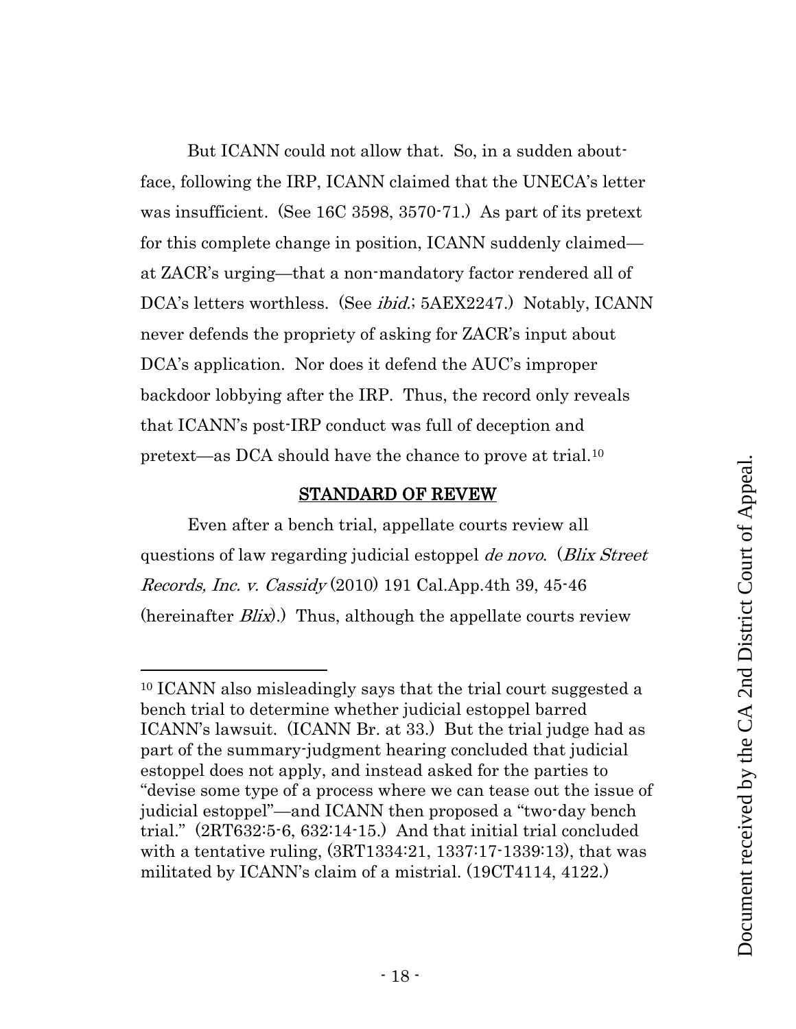But ICANN could not allow that. So, in a sudden about-face, following the IRP, ICANN claimed that the UNECA's letter was insufficient. (See 16C 3598, 3570-71.) As part of its pretext for this complete change in position, ICANN suddenly claimed—at ZACR's urging—that a non-mandatory factor rendered all of DCA's letters worthless. (See *ibid.*; 5AEX2247.) Notably, ICANN never defends the propriety of asking for ZACR's input about DCA's application. Nor does it defend the AUC's improper backdoor lobbying after the IRP. Thus, the record only reveals that ICANN's post-IRP conduct was full of deception and pretext—as DCA should have the chance to prove at trial.[10]

## STANDARD OF REVEW

Even after a bench trial, appellate courts review all questions of law regarding judicial estoppel *de novo*. (*Blix Street Records, Inc. v. Cassidy* (2010) 191 Cal.App.4th 39, 45-46 (hereinafter *Blix*).) Thus, although the appellate courts review

---

[10] ICANN also misleadingly says that the trial court suggested a bench trial to determine whether judicial estoppel barred ICANN's lawsuit. (ICANN Br. at 33.) But the trial judge had as part of the summary-judgment hearing concluded that judicial estoppel does not apply, and instead asked for the parties to "devise some type of a process where we can tease out the issue of judicial estoppel"—and ICANN then proposed a "two-day bench trial." (2RT632:5-6, 632:14-15.) And that initial trial concluded with a tentative ruling, (3RT1334:21, 1337:17-1339:13), that was militated by ICANN's claim of a mistrial. (19CT4114, 4122.)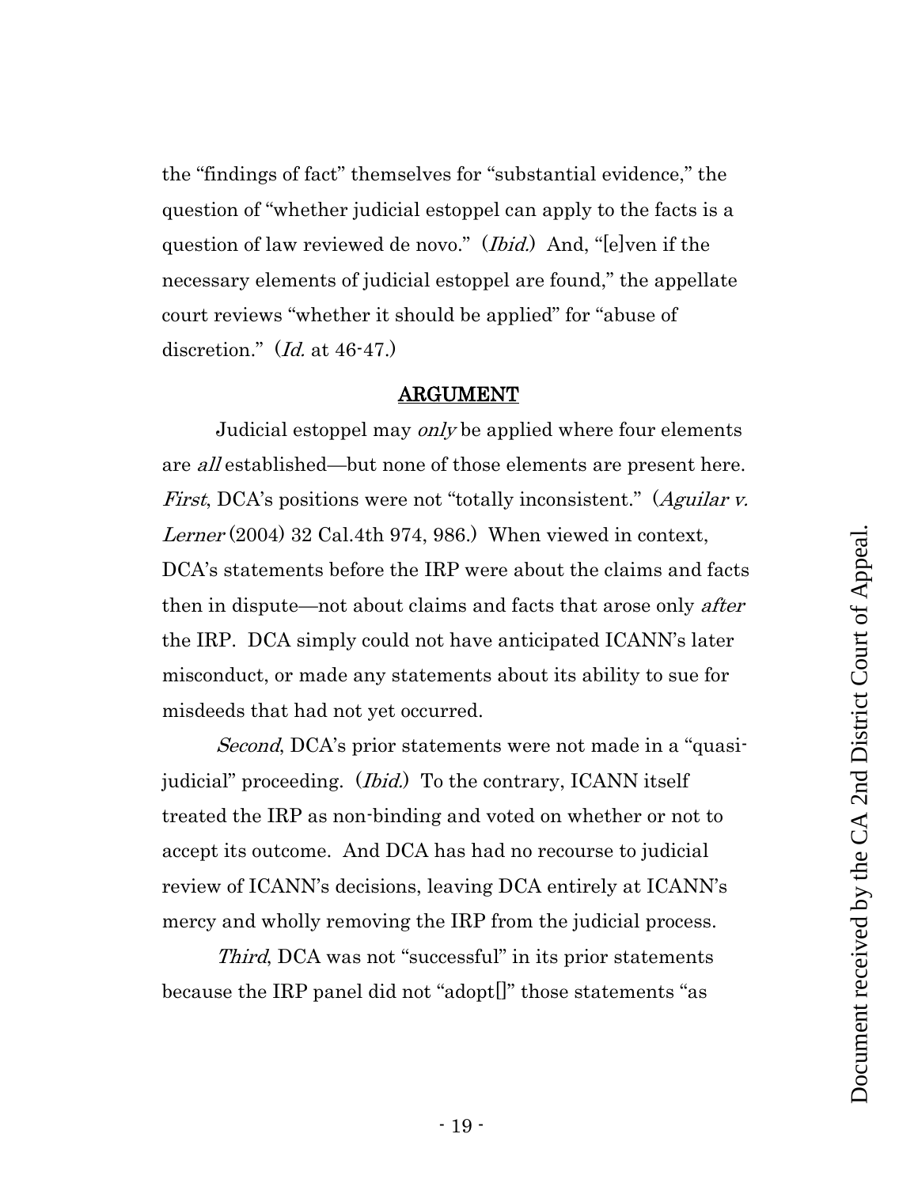the "findings of fact" themselves for "substantial evidence," the question of "whether judicial estoppel can apply to the facts is a question of law reviewed de novo." (*Ibid.*) And, "[e]ven if the necessary elements of judicial estoppel are found," the appellate court reviews "whether it should be applied" for "abuse of discretion." (*Id.* at 46-47.)

## ARGUMENT

Judicial estoppel may *only* be applied where four elements are *all* established—but none of those elements are present here. *First*, DCA's positions were not "totally inconsistent." (*Aguilar v. Lerner* (2004) 32 Cal.4th 974, 986.) When viewed in context, DCA's statements before the IRP were about the claims and facts then in dispute—not about claims and facts that arose only *after* the IRP. DCA simply could not have anticipated ICANN's later misconduct, or made any statements about its ability to sue for misdeeds that had not yet occurred.

*Second*, DCA's prior statements were not made in a "quasi-judicial" proceeding. (*Ibid.*) To the contrary, ICANN itself treated the IRP as non-binding and voted on whether or not to accept its outcome. And DCA has had no recourse to judicial review of ICANN's decisions, leaving DCA entirely at ICANN's mercy and wholly removing the IRP from the judicial process.

*Third*, DCA was not "successful" in its prior statements because the IRP panel did not "adopt[]" those statements "as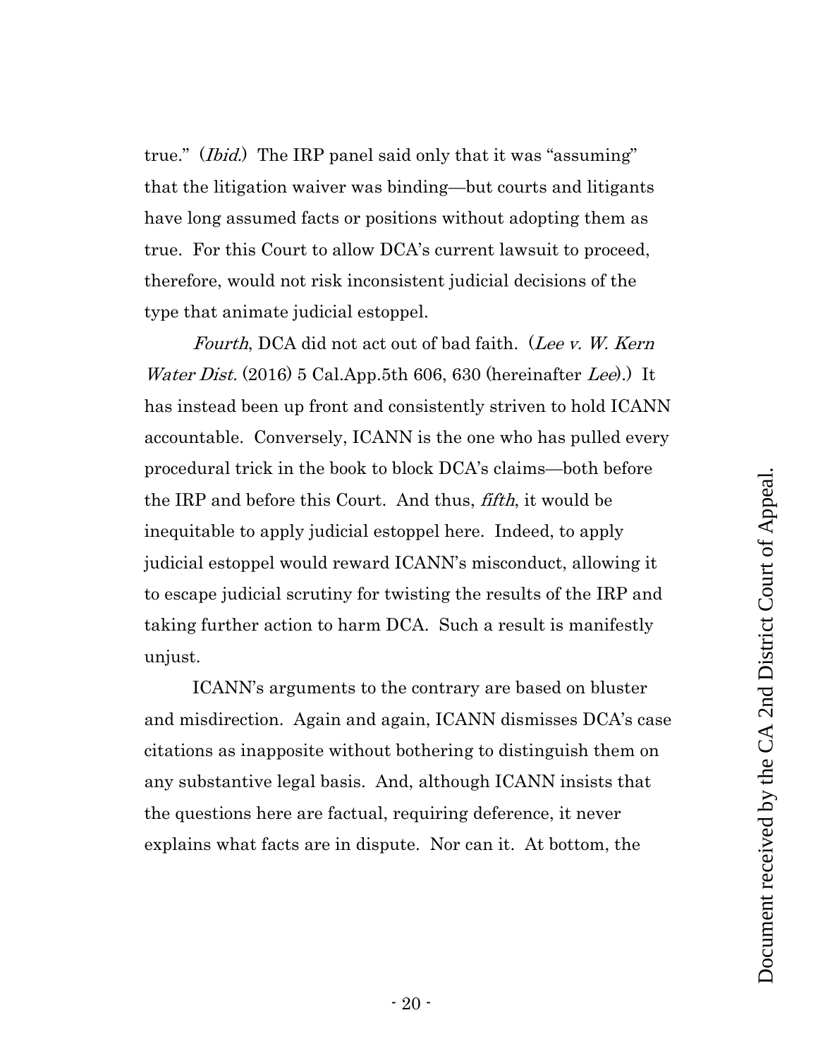true." (*Ibid.*) The IRP panel said only that it was "assuming" that the litigation waiver was binding—but courts and litigants have long assumed facts or positions without adopting them as true. For this Court to allow DCA's current lawsuit to proceed, therefore, would not risk inconsistent judicial decisions of the type that animate judicial estoppel.

*Fourth*, DCA did not act out of bad faith. (*Lee v. W. Kern Water Dist.* (2016) 5 Cal.App.5th 606, 630 (hereinafter *Lee*).) It has instead been up front and consistently striven to hold ICANN accountable. Conversely, ICANN is the one who has pulled every procedural trick in the book to block DCA's claims—both before the IRP and before this Court. And thus, *fifth*, it would be inequitable to apply judicial estoppel here. Indeed, to apply judicial estoppel would reward ICANN's misconduct, allowing it to escape judicial scrutiny for twisting the results of the IRP and taking further action to harm DCA. Such a result is manifestly unjust.

ICANN's arguments to the contrary are based on bluster and misdirection. Again and again, ICANN dismisses DCA's case citations as inapposite without bothering to distinguish them on any substantive legal basis. And, although ICANN insists that the questions here are factual, requiring deference, it never explains what facts are in dispute. Nor can it. At bottom, the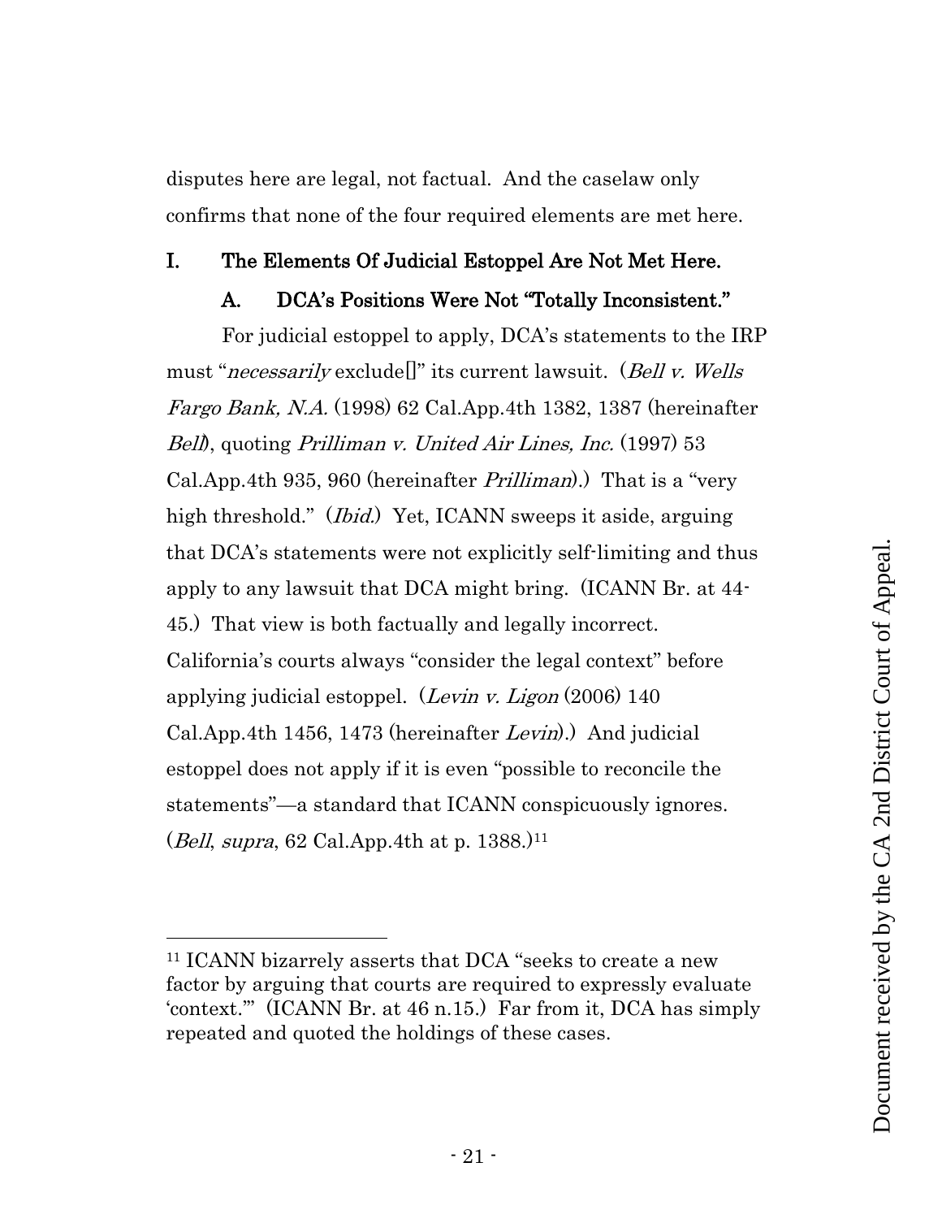disputes here are legal, not factual. And the caselaw only confirms that none of the four required elements are met here.

## I. The Elements Of Judicial Estoppel Are Not Met Here.

### A. DCA's Positions Were Not "Totally Inconsistent."

For judicial estoppel to apply, DCA's statements to the IRP must "*necessarily* exclude[]" its current lawsuit. (*Bell v. Wells Fargo Bank, N.A.* (1998) 62 Cal.App.4th 1382, 1387 (hereinafter *Bell*), quoting *Prilliman v. United Air Lines, Inc.* (1997) 53 Cal.App.4th 935, 960 (hereinafter *Prilliman*).) That is a "very high threshold." (*Ibid.*) Yet, ICANN sweeps it aside, arguing that DCA's statements were not explicitly self-limiting and thus apply to any lawsuit that DCA might bring. (ICANN Br. at 44-45.) That view is both factually and legally incorrect. California's courts always "consider the legal context" before applying judicial estoppel. (*Levin v. Ligon* (2006) 140 Cal.App.4th 1456, 1473 (hereinafter *Levin*).) And judicial estoppel does not apply if it is even "possible to reconcile the statements"—a standard that ICANN conspicuously ignores. (*Bell*, *supra*, 62 Cal.App.4th at p. 1388.)[11]

---

[11] ICANN bizarrely asserts that DCA "seeks to create a new factor by arguing that courts are required to expressly evaluate 'context.'" (ICANN Br. at 46 n.15.) Far from it, DCA has simply repeated and quoted the holdings of these cases.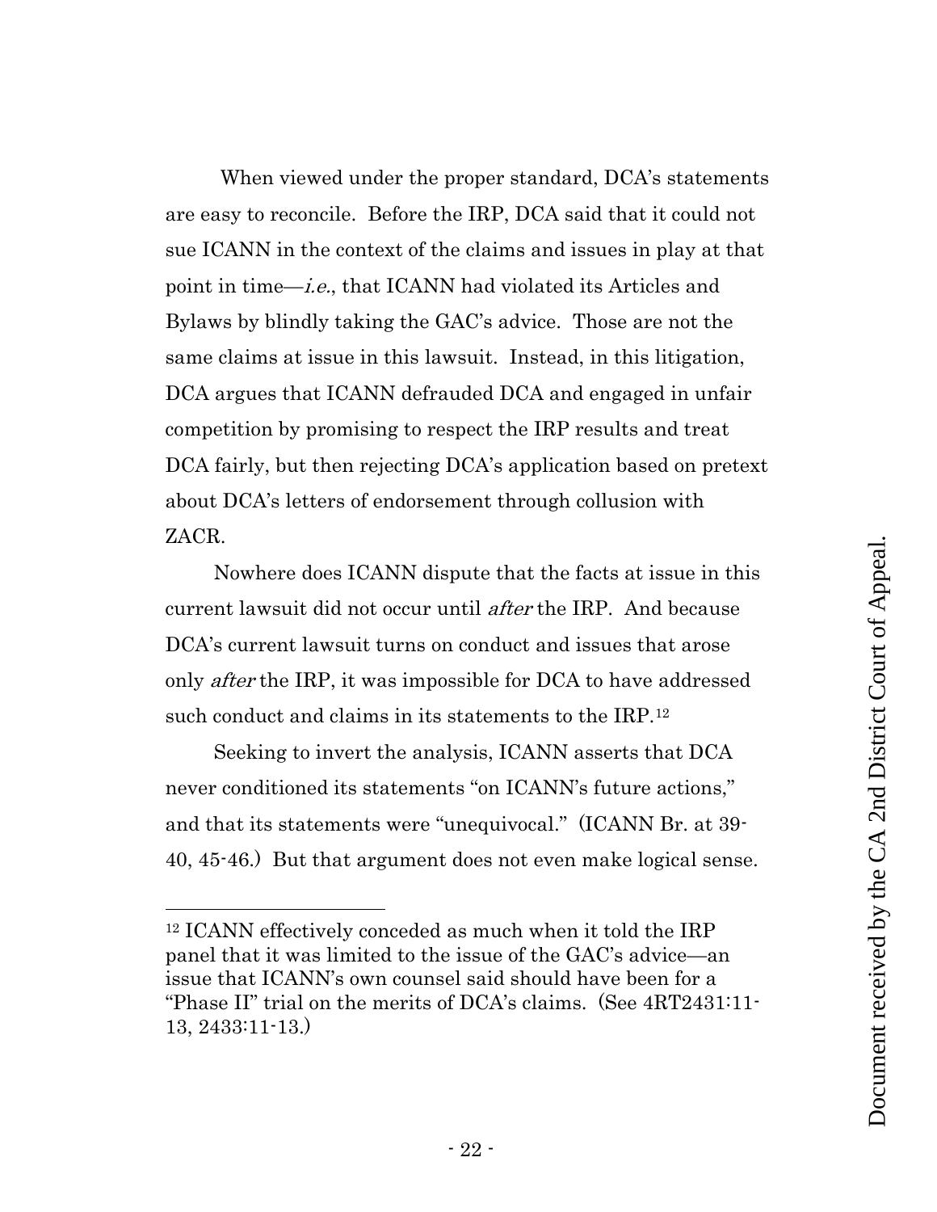When viewed under the proper standard, DCA's statements are easy to reconcile. Before the IRP, DCA said that it could not sue ICANN in the context of the claims and issues in play at that point in time—*i.e.*, that ICANN had violated its Articles and Bylaws by blindly taking the GAC's advice. Those are not the same claims at issue in this lawsuit. Instead, in this litigation, DCA argues that ICANN defrauded DCA and engaged in unfair competition by promising to respect the IRP results and treat DCA fairly, but then rejecting DCA's application based on pretext about DCA's letters of endorsement through collusion with ZACR.

Nowhere does ICANN dispute that the facts at issue in this current lawsuit did not occur until *after* the IRP. And because DCA's current lawsuit turns on conduct and issues that arose only *after* the IRP, it was impossible for DCA to have addressed such conduct and claims in its statements to the IRP.[12]

Seeking to invert the analysis, ICANN asserts that DCA never conditioned its statements "on ICANN's future actions," and that its statements were "unequivocal." (ICANN Br. at 39-40, 45-46.) But that argument does not even make logical sense.

---

[12] ICANN effectively conceded as much when it told the IRP panel that it was limited to the issue of the GAC's advice—an issue that ICANN's own counsel said should have been for a "Phase II" trial on the merits of DCA's claims. (See 4RT2431:11-13, 2433:11-13.)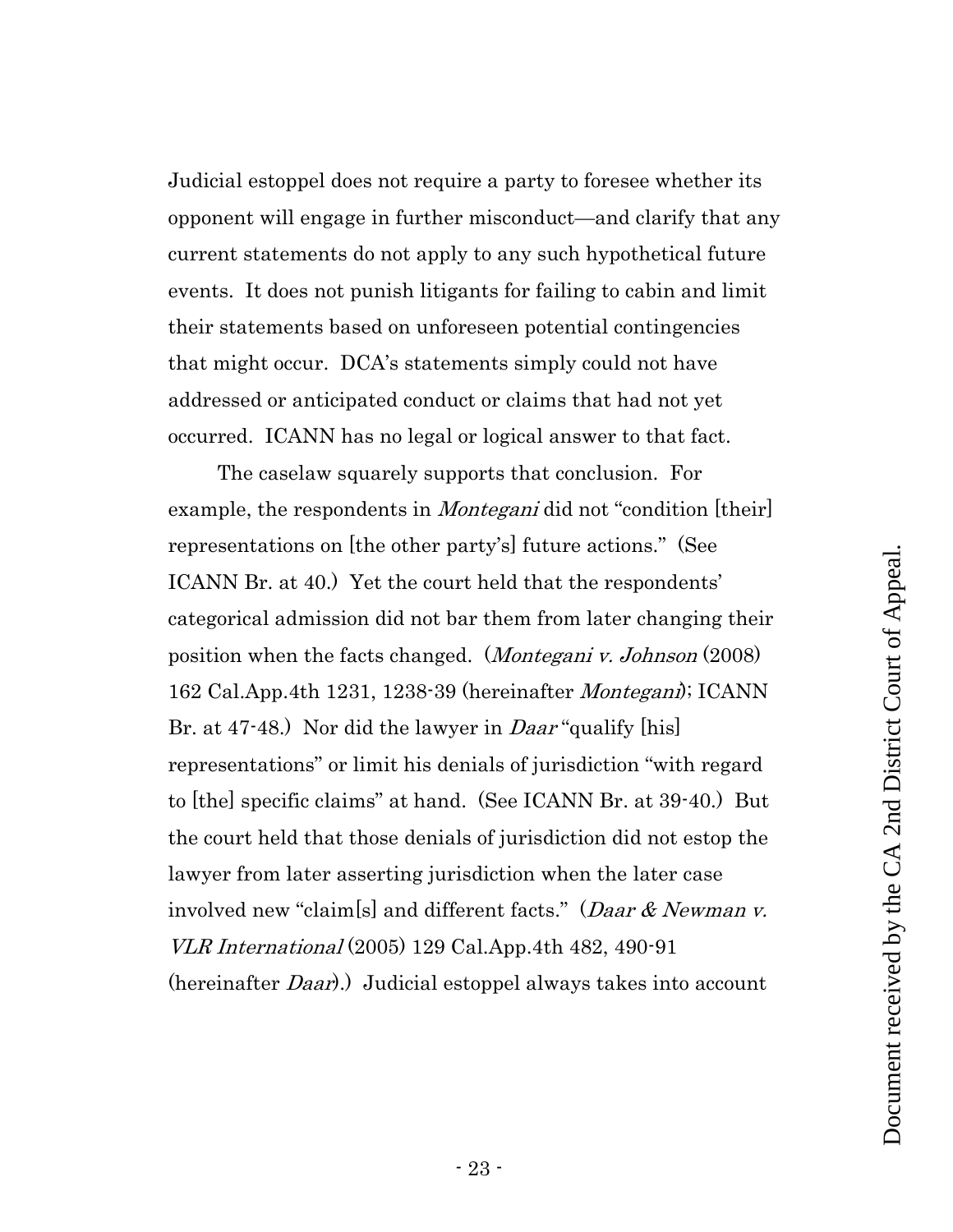Judicial estoppel does not require a party to foresee whether its opponent will engage in further misconduct—and clarify that any current statements do not apply to any such hypothetical future events. It does not punish litigants for failing to cabin and limit their statements based on unforeseen potential contingencies that might occur. DCA's statements simply could not have addressed or anticipated conduct or claims that had not yet occurred. ICANN has no legal or logical answer to that fact.

The caselaw squarely supports that conclusion. For example, the respondents in *Montegani* did not "condition [their] representations on [the other party's] future actions." (See ICANN Br. at 40.) Yet the court held that the respondents' categorical admission did not bar them from later changing their position when the facts changed. (*Montegani v. Johnson* (2008) 162 Cal.App.4th 1231, 1238-39 (hereinafter *Montegani*); ICANN Br. at 47-48.) Nor did the lawyer in *Daar* "qualify [his] representations" or limit his denials of jurisdiction "with regard to [the] specific claims" at hand. (See ICANN Br. at 39-40.) But the court held that those denials of jurisdiction did not estop the lawyer from later asserting jurisdiction when the later case involved new "claim[s] and different facts." (*Daar & Newman v. VLR International* (2005) 129 Cal.App.4th 482, 490-91 (hereinafter *Daar*).) Judicial estoppel always takes into account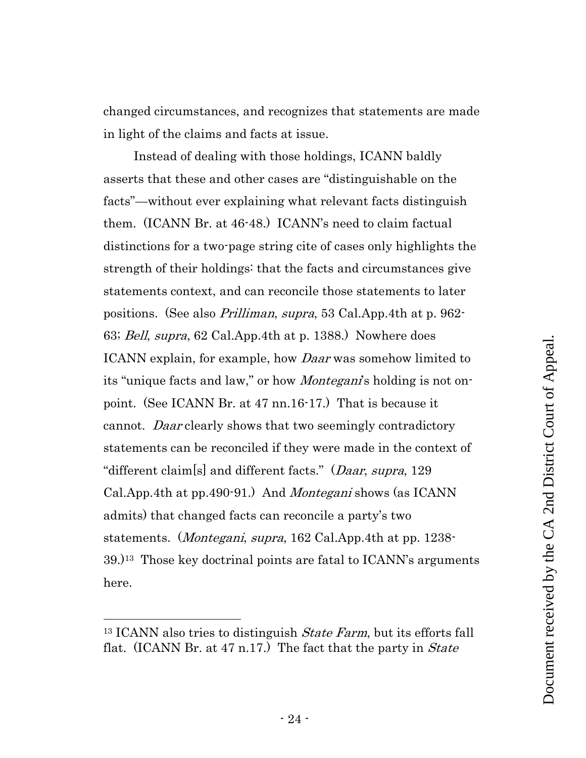changed circumstances, and recognizes that statements are made in light of the claims and facts at issue.

Instead of dealing with those holdings, ICANN baldly asserts that these and other cases are "distinguishable on the facts"—without ever explaining what relevant facts distinguish them. (ICANN Br. at 46-48.) ICANN's need to claim factual distinctions for a two-page string cite of cases only highlights the strength of their holdings: that the facts and circumstances give statements context, and can reconcile those statements to later positions. (See also *Prilliman*, *supra*, 53 Cal.App.4th at p. 962-63; *Bell*, *supra*, 62 Cal.App.4th at p. 1388.) Nowhere does ICANN explain, for example, how *Daar* was somehow limited to its "unique facts and law," or how *Montegani*'s holding is not on-point. (See ICANN Br. at 47 nn.16-17.) That is because it cannot. *Daar* clearly shows that two seemingly contradictory statements can be reconciled if they were made in the context of "different claim[s] and different facts." (*Daar*, *supra*, 129 Cal.App.4th at pp.490-91.) And *Montegani* shows (as ICANN admits) that changed facts can reconcile a party's two statements. (*Montegani*, *supra*, 162 Cal.App.4th at pp. 1238-39.)[13] Those key doctrinal points are fatal to ICANN's arguments here.

---

[13] ICANN also tries to distinguish *State Farm*, but its efforts fall flat. (ICANN Br. at 47 n.17.) The fact that the party in *State*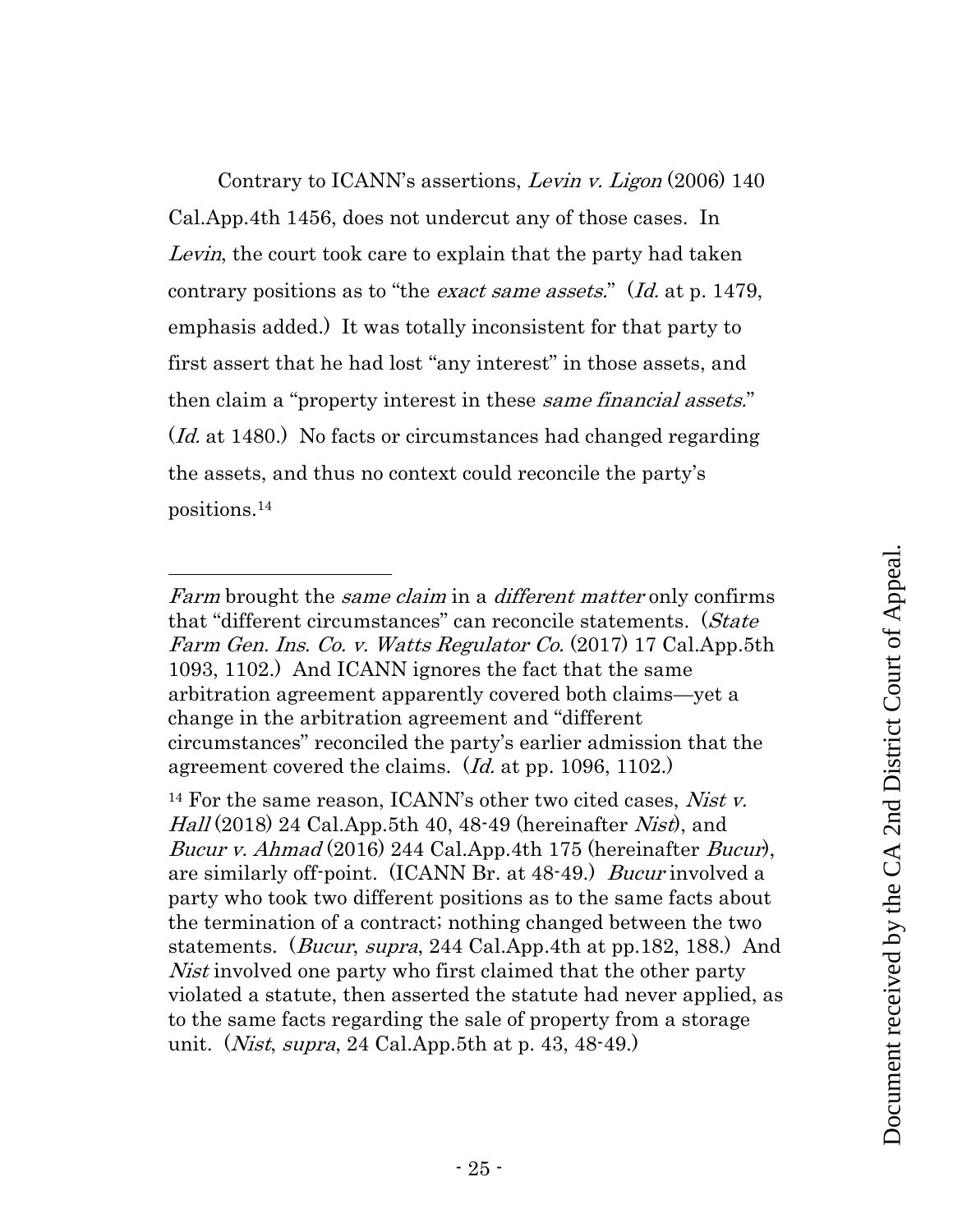Contrary to ICANN's assertions, *Levin v. Ligon* (2006) 140 Cal.App.4th 1456, does not undercut any of those cases. In *Levin*, the court took care to explain that the party had taken contrary positions as to "the *exact same assets*." (*Id.* at p. 1479, emphasis added.) It was totally inconsistent for that party to first assert that he had lost "any interest" in those assets, and then claim a "property interest in these *same financial assets.*" (*Id.* at 1480.) No facts or circumstances had changed regarding the assets, and thus no context could reconcile the party's positions.[14]

---

*Farm* brought the *same claim* in a *different matter* only confirms that "different circumstances" can reconcile statements. (*State Farm Gen. Ins. Co. v. Watts Regulator Co.* (2017) 17 Cal.App.5th 1093, 1102.) And ICANN ignores the fact that the same arbitration agreement apparently covered both claims—yet a change in the arbitration agreement and "different circumstances" reconciled the party's earlier admission that the agreement covered the claims. (*Id.* at pp. 1096, 1102.)

[14] For the same reason, ICANN's other two cited cases, *Nist v. Hall* (2018) 24 Cal.App.5th 40, 48-49 (hereinafter *Nist*), and *Bucur v. Ahmad* (2016) 244 Cal.App.4th 175 (hereinafter *Bucur*), are similarly off-point. (ICANN Br. at 48-49.) *Bucur* involved a party who took two different positions as to the same facts about the termination of a contract; nothing changed between the two statements. (*Bucur*, *supra*, 244 Cal.App.4th at pp.182, 188.) And *Nist* involved one party who first claimed that the other party violated a statute, then asserted the statute had never applied, as to the same facts regarding the sale of property from a storage unit. (*Nist*, *supra*, 24 Cal.App.5th at p. 43, 48-49.)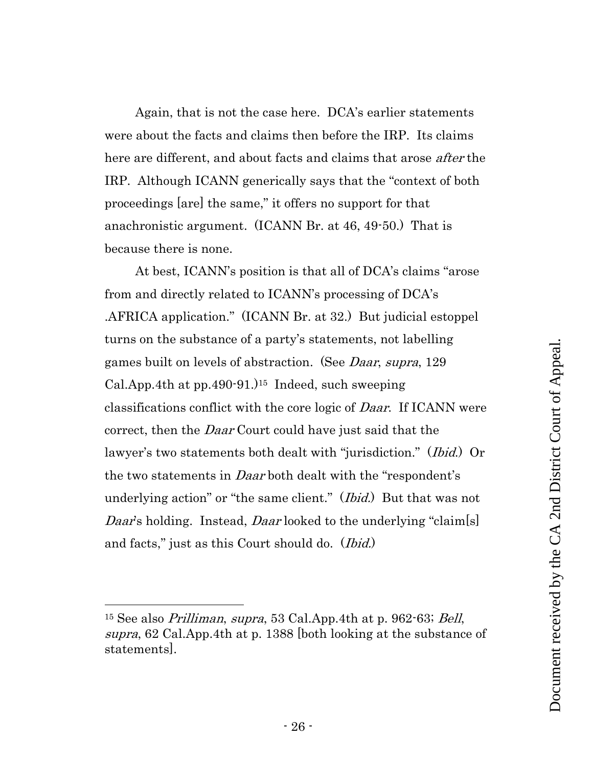Again, that is not the case here. DCA's earlier statements were about the facts and claims then before the IRP. Its claims here are different, and about facts and claims that arose *after* the IRP. Although ICANN generically says that the "context of both proceedings [are] the same," it offers no support for that anachronistic argument. (ICANN Br. at 46, 49-50.) That is because there is none.

At best, ICANN's position is that all of DCA's claims "arose from and directly related to ICANN's processing of DCA's .AFRICA application." (ICANN Br. at 32.) But judicial estoppel turns on the substance of a party's statements, not labelling games built on levels of abstraction. (See *Daar*, *supra*, 129 Cal.App.4th at pp.490-91.)[15] Indeed, such sweeping classifications conflict with the core logic of *Daar*. If ICANN were correct, then the *Daar* Court could have just said that the lawyer's two statements both dealt with "jurisdiction." (*Ibid.*) Or the two statements in *Daar* both dealt with the "respondent's underlying action" or "the same client." (*Ibid.*) But that was not *Daar*'s holding. Instead, *Daar* looked to the underlying "claim[s] and facts," just as this Court should do. (*Ibid.*)

---

[15] See also *Prilliman*, *supra*, 53 Cal.App.4th at p. 962-63; *Bell*, *supra*, 62 Cal.App.4th at p. 1388 [both looking at the substance of statements].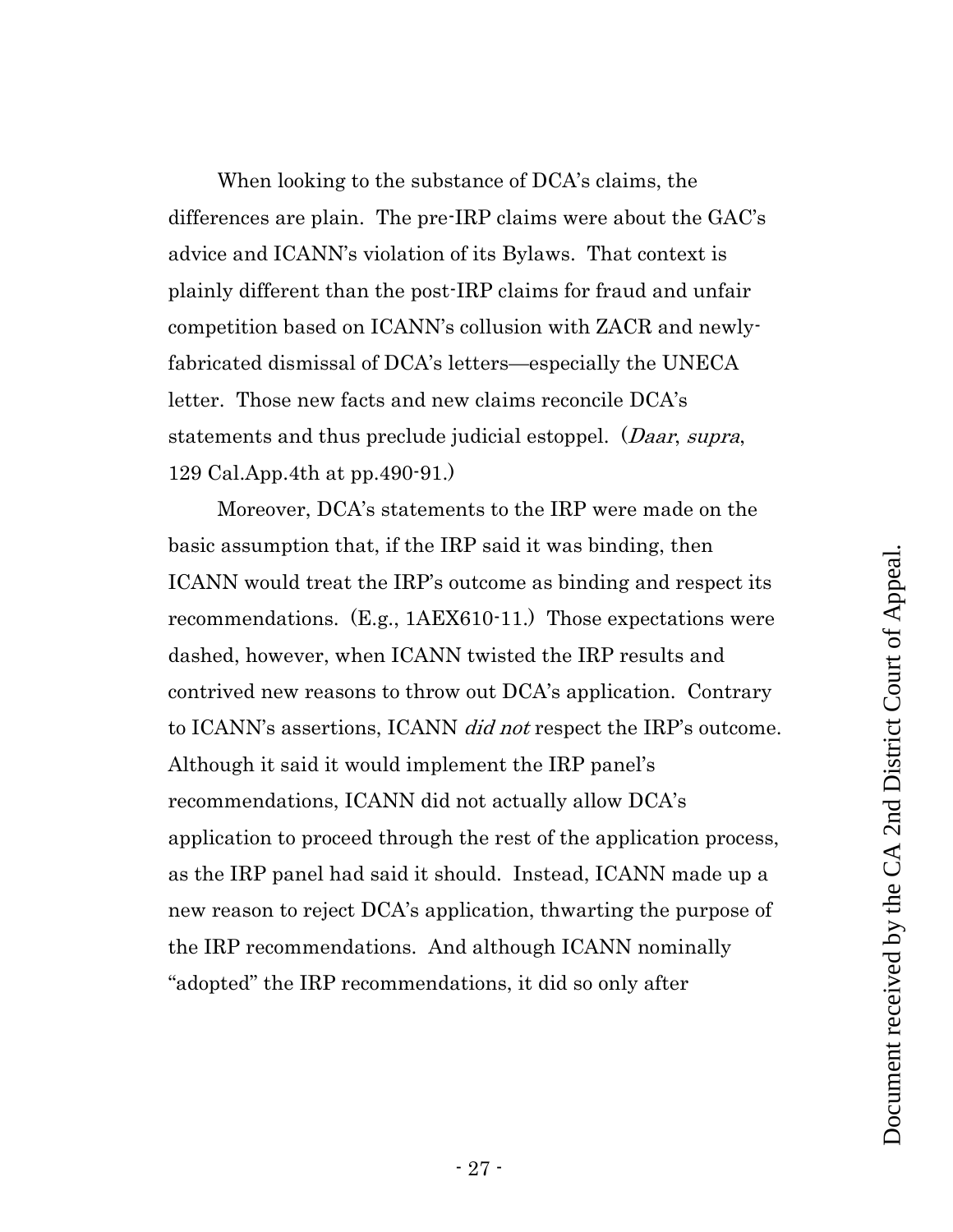When looking to the substance of DCA's claims, the differences are plain. The pre-IRP claims were about the GAC's advice and ICANN's violation of its Bylaws. That context is plainly different than the post-IRP claims for fraud and unfair competition based on ICANN's collusion with ZACR and newly-fabricated dismissal of DCA's letters—especially the UNECA letter. Those new facts and new claims reconcile DCA's statements and thus preclude judicial estoppel. (*Daar*, *supra*, 129 Cal.App.4th at pp.490-91.)

Moreover, DCA's statements to the IRP were made on the basic assumption that, if the IRP said it was binding, then ICANN would treat the IRP's outcome as binding and respect its recommendations. (E.g., 1AEX610-11.) Those expectations were dashed, however, when ICANN twisted the IRP results and contrived new reasons to throw out DCA's application. Contrary to ICANN's assertions, ICANN *did not* respect the IRP's outcome. Although it said it would implement the IRP panel's recommendations, ICANN did not actually allow DCA's application to proceed through the rest of the application process, as the IRP panel had said it should. Instead, ICANN made up a new reason to reject DCA's application, thwarting the purpose of the IRP recommendations. And although ICANN nominally "adopted" the IRP recommendations, it did so only after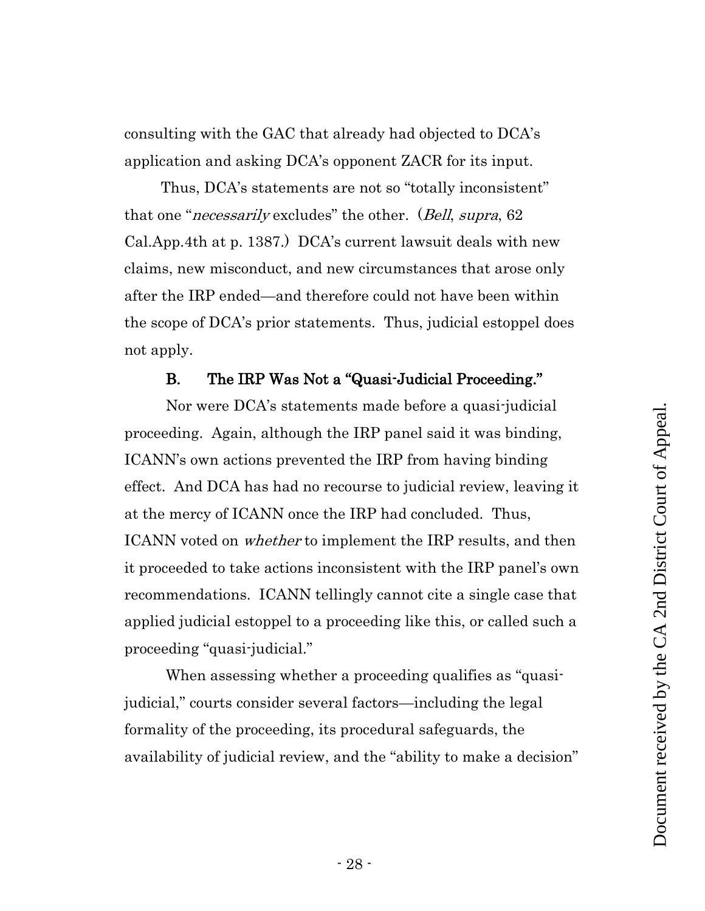consulting with the GAC that already had objected to DCA's application and asking DCA's opponent ZACR for its input.

Thus, DCA's statements are not so "totally inconsistent" that one "*necessarily* excludes" the other. (*Bell*, *supra*, 62 Cal.App.4th at p. 1387.) DCA's current lawsuit deals with new claims, new misconduct, and new circumstances that arose only after the IRP ended—and therefore could not have been within the scope of DCA's prior statements. Thus, judicial estoppel does not apply.

### B. The IRP Was Not a "Quasi-Judicial Proceeding."

Nor were DCA's statements made before a quasi-judicial proceeding. Again, although the IRP panel said it was binding, ICANN's own actions prevented the IRP from having binding effect. And DCA has had no recourse to judicial review, leaving it at the mercy of ICANN once the IRP had concluded. Thus, ICANN voted on *whether* to implement the IRP results, and then it proceeded to take actions inconsistent with the IRP panel's own recommendations. ICANN tellingly cannot cite a single case that applied judicial estoppel to a proceeding like this, or called such a proceeding "quasi-judicial."

When assessing whether a proceeding qualifies as "quasi-judicial," courts consider several factors—including the legal formality of the proceeding, its procedural safeguards, the availability of judicial review, and the "ability to make a decision"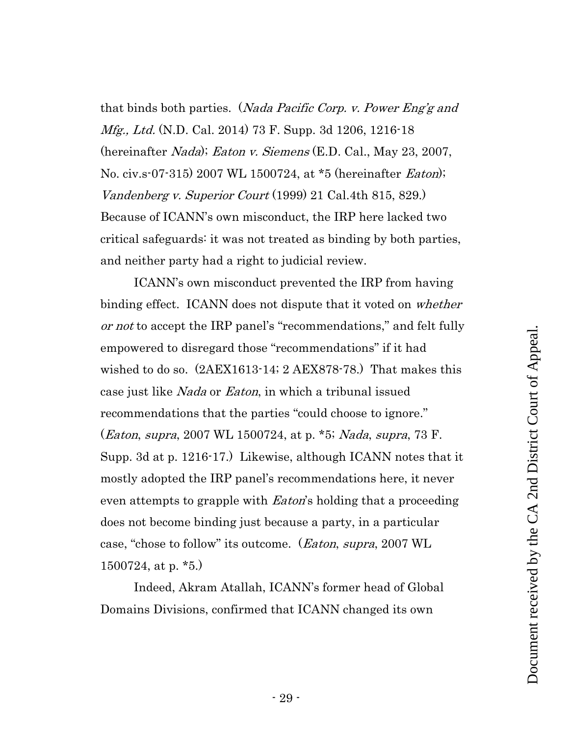that binds both parties. (*Nada Pacific Corp. v. Power Eng'g and Mfg., Ltd.* (N.D. Cal. 2014) 73 F. Supp. 3d 1206, 1216-18 (hereinafter *Nada*); *Eaton v. Siemens* (E.D. Cal., May 23, 2007, No. civ.s-07-315) 2007 WL 1500724, at *5 (hereinafter *Eaton*); *Vandenberg v. Superior Court* (1999) 21 Cal.4th 815, 829.) Because of ICANN's own misconduct, the IRP here lacked two critical safeguards: it was not treated as binding by both parties, and neither party had a right to judicial review.

ICANN's own misconduct prevented the IRP from having binding effect. ICANN does not dispute that it voted on *whether or not* to accept the IRP panel's "recommendations," and felt fully empowered to disregard those "recommendations" if it had wished to do so. (2AEX1613-14; 2 AEX878-78.) That makes this case just like *Nada* or *Eaton*, in which a tribunal issued recommendations that the parties "could choose to ignore." (*Eaton*, *supra*, 2007 WL 1500724, at p. *5; *Nada*, *supra*, 73 F. Supp. 3d at p. 1216-17.) Likewise, although ICANN notes that it mostly adopted the IRP panel's recommendations here, it never even attempts to grapple with *Eaton*'s holding that a proceeding does not become binding just because a party, in a particular case, "chose to follow" its outcome. (*Eaton*, *supra*, 2007 WL 1500724, at p. *5.)

Indeed, Akram Atallah, ICANN's former head of Global Domains Divisions, confirmed that ICANN changed its own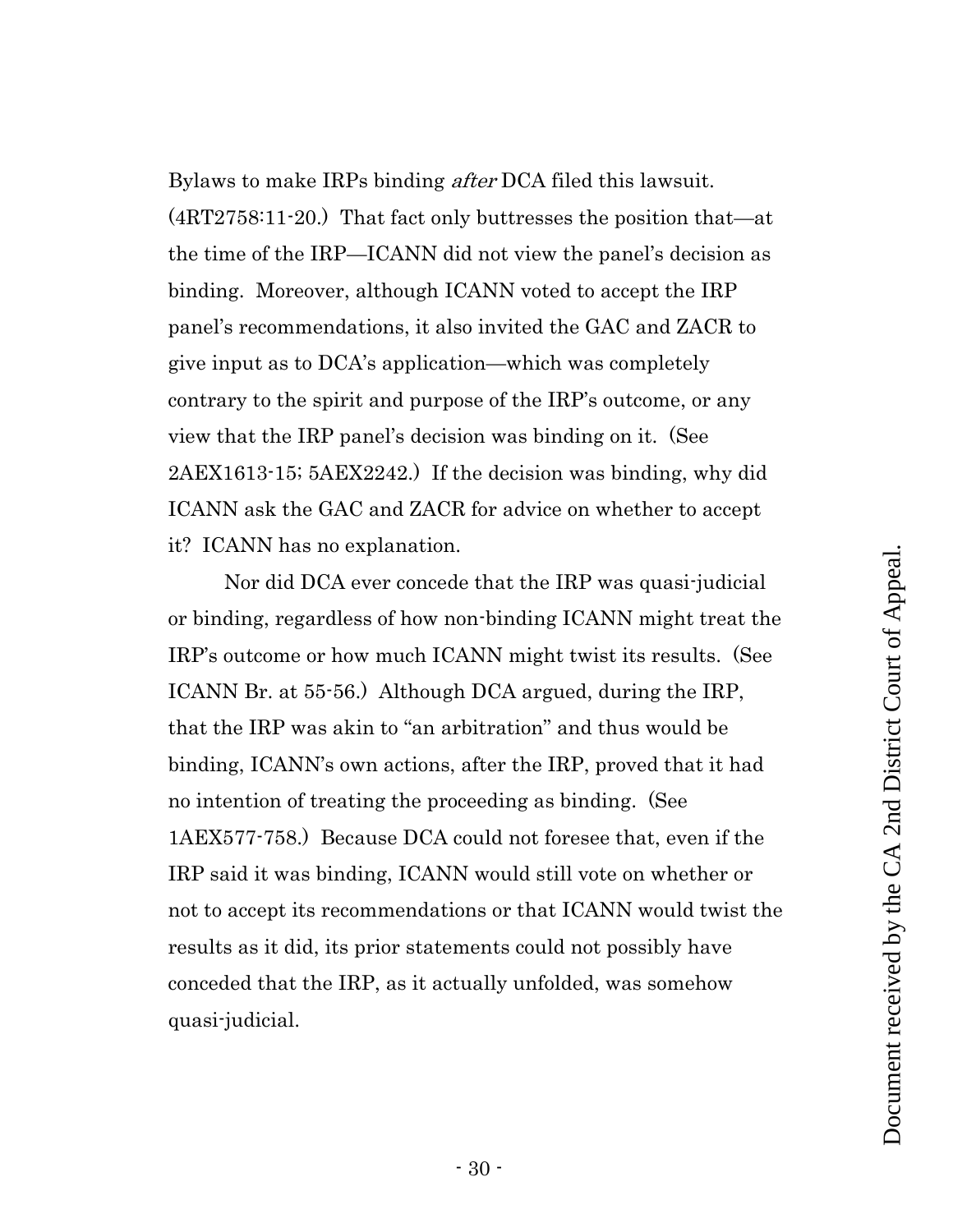Bylaws to make IRPs binding *after* DCA filed this lawsuit. (4RT2758:11-20.) That fact only buttresses the position that—at the time of the IRP—ICANN did not view the panel's decision as binding. Moreover, although ICANN voted to accept the IRP panel's recommendations, it also invited the GAC and ZACR to give input as to DCA's application—which was completely contrary to the spirit and purpose of the IRP's outcome, or any view that the IRP panel's decision was binding on it. (See 2AEX1613-15; 5AEX2242.) If the decision was binding, why did ICANN ask the GAC and ZACR for advice on whether to accept it? ICANN has no explanation.

Nor did DCA ever concede that the IRP was quasi-judicial or binding, regardless of how non-binding ICANN might treat the IRP's outcome or how much ICANN might twist its results. (See ICANN Br. at 55-56.) Although DCA argued, during the IRP, that the IRP was akin to "an arbitration" and thus would be binding, ICANN's own actions, after the IRP, proved that it had no intention of treating the proceeding as binding. (See 1AEX577-758.) Because DCA could not foresee that, even if the IRP said it was binding, ICANN would still vote on whether or not to accept its recommendations or that ICANN would twist the results as it did, its prior statements could not possibly have conceded that the IRP, as it actually unfolded, was somehow quasi-judicial.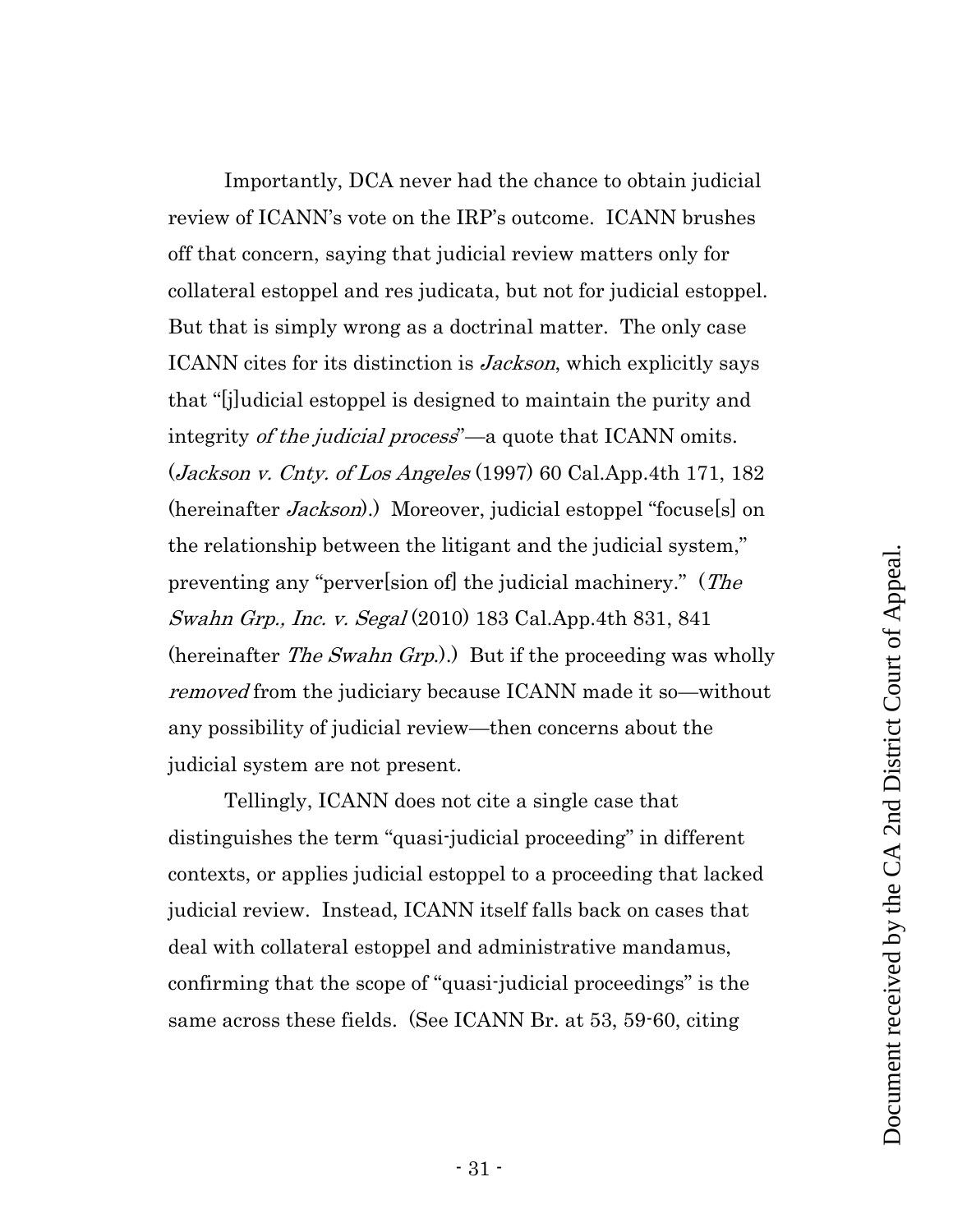Importantly, DCA never had the chance to obtain judicial review of ICANN's vote on the IRP's outcome. ICANN brushes off that concern, saying that judicial review matters only for collateral estoppel and res judicata, but not for judicial estoppel. But that is simply wrong as a doctrinal matter. The only case ICANN cites for its distinction is *Jackson*, which explicitly says that "[j]udicial estoppel is designed to maintain the purity and integrity *of the judicial process*"—a quote that ICANN omits. (*Jackson v. Cnty. of Los Angeles* (1997) 60 Cal.App.4th 171, 182 (hereinafter *Jackson*).) Moreover, judicial estoppel "focuse[s] on the relationship between the litigant and the judicial system," preventing any "perver[sion of] the judicial machinery." (*The Swahn Grp., Inc. v. Segal* (2010) 183 Cal.App.4th 831, 841 (hereinafter *The Swahn Grp.*).) But if the proceeding was wholly *removed* from the judiciary because ICANN made it so—without any possibility of judicial review—then concerns about the judicial system are not present.

Tellingly, ICANN does not cite a single case that distinguishes the term "quasi-judicial proceeding" in different contexts, or applies judicial estoppel to a proceeding that lacked judicial review. Instead, ICANN itself falls back on cases that deal with collateral estoppel and administrative mandamus, confirming that the scope of "quasi-judicial proceedings" is the same across these fields. (See ICANN Br. at 53, 59-60, citing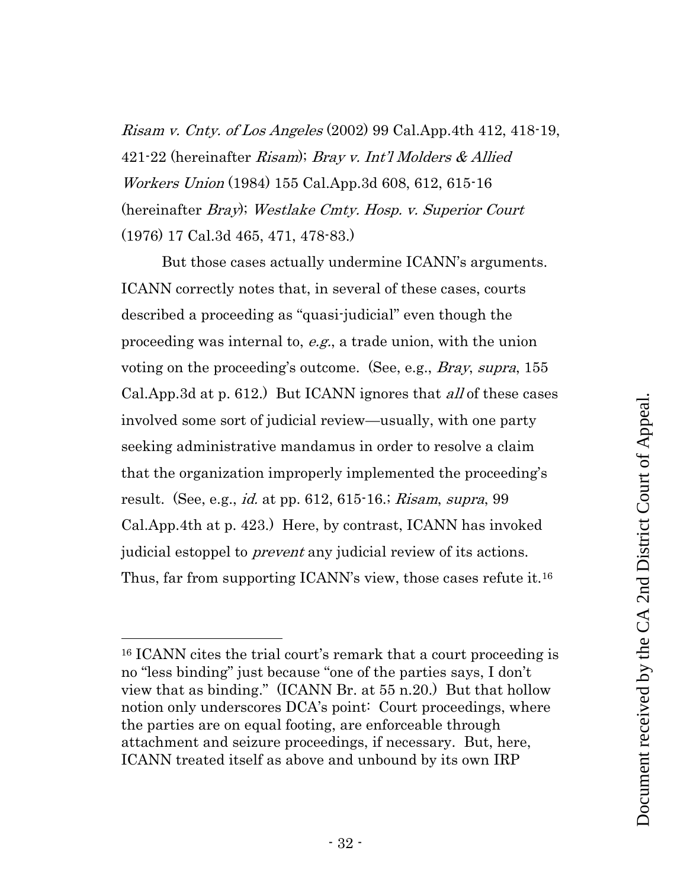*Risam v. Cnty. of Los Angeles* (2002) 99 Cal.App.4th 412, 418-19, 421-22 (hereinafter *Risam*); *Bray v. Int'l Molders & Allied Workers Union* (1984) 155 Cal.App.3d 608, 612, 615-16 (hereinafter *Bray*); *Westlake Cmty. Hosp. v. Superior Court* (1976) 17 Cal.3d 465, 471, 478-83.)

But those cases actually undermine ICANN's arguments. ICANN correctly notes that, in several of these cases, courts described a proceeding as "quasi-judicial" even though the proceeding was internal to, *e.g.*, a trade union, with the union voting on the proceeding's outcome. (See, e.g., *Bray*, *supra*, 155 Cal.App.3d at p. 612.) But ICANN ignores that *all* of these cases involved some sort of judicial review—usually, with one party seeking administrative mandamus in order to resolve a claim that the organization improperly implemented the proceeding's result. (See, e.g., *id.* at pp. 612, 615-16.; *Risam*, *supra*, 99 Cal.App.4th at p. 423.) Here, by contrast, ICANN has invoked judicial estoppel to *prevent* any judicial review of its actions. Thus, far from supporting ICANN's view, those cases refute it.[16]

---

[16] ICANN cites the trial court's remark that a court proceeding is no "less binding" just because "one of the parties says, I don't view that as binding." (ICANN Br. at 55 n.20.) But that hollow notion only underscores DCA's point: Court proceedings, where the parties are on equal footing, are enforceable through attachment and seizure proceedings, if necessary. But, here, ICANN treated itself as above and unbound by its own IRP

Document received by the CA 2nd District Court of Appeal.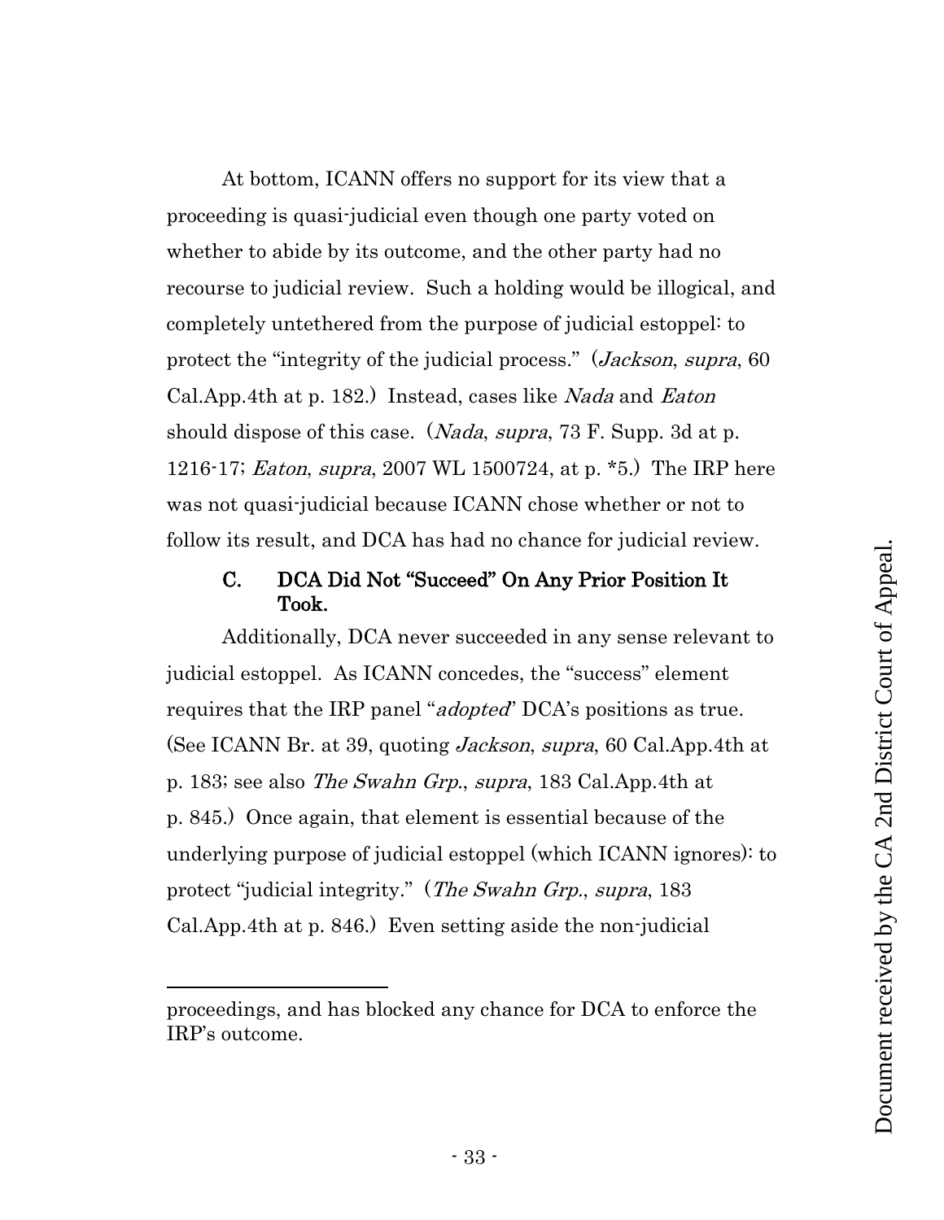At bottom, ICANN offers no support for its view that a proceeding is quasi-judicial even though one party voted on whether to abide by its outcome, and the other party had no recourse to judicial review. Such a holding would be illogical, and completely untethered from the purpose of judicial estoppel: to protect the "integrity of the judicial process." (*Jackson*, *supra*, 60 Cal.App.4th at p. 182.) Instead, cases like *Nada* and *Eaton* should dispose of this case. (*Nada*, *supra*, 73 F. Supp. 3d at p. 1216-17; *Eaton*, *supra*, 2007 WL 1500724, at p. *5.) The IRP here was not quasi-judicial because ICANN chose whether or not to follow its result, and DCA has had no chance for judicial review.

### C. DCA Did Not "Succeed" On Any Prior Position It Took.

Additionally, DCA never succeeded in any sense relevant to judicial estoppel. As ICANN concedes, the "success" element requires that the IRP panel "*adopted*" DCA's positions as true. (See ICANN Br. at 39, quoting *Jackson*, *supra*, 60 Cal.App.4th at p. 183; see also *The Swahn Grp.*, *supra*, 183 Cal.App.4th at p. 845.) Once again, that element is essential because of the underlying purpose of judicial estoppel (which ICANN ignores): to protect "judicial integrity." (*The Swahn Grp.*, *supra*, 183 Cal.App.4th at p. 846.) Even setting aside the non-judicial

---

proceedings, and has blocked any chance for DCA to enforce the IRP's outcome.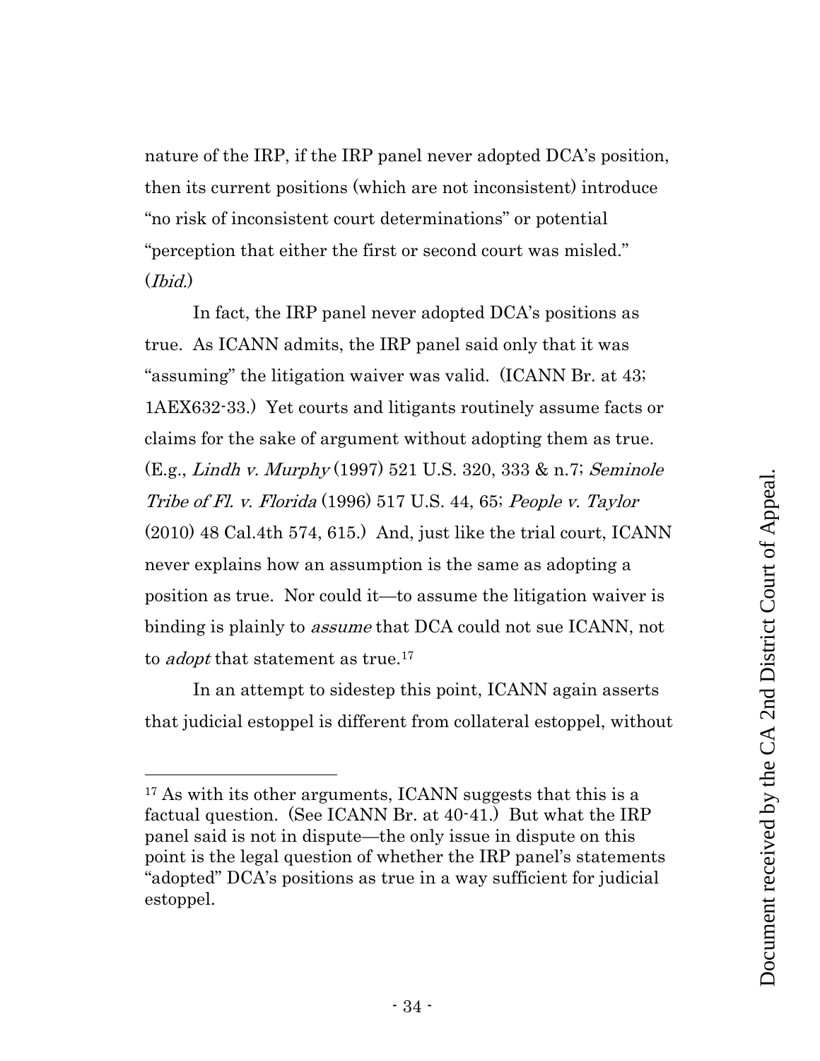nature of the IRP, if the IRP panel never adopted DCA's position, then its current positions (which are not inconsistent) introduce "no risk of inconsistent court determinations" or potential "perception that either the first or second court was misled." (*Ibid.*)

In fact, the IRP panel never adopted DCA's positions as true. As ICANN admits, the IRP panel said only that it was "assuming" the litigation waiver was valid. (ICANN Br. at 43; 1AEX632-33.) Yet courts and litigants routinely assume facts or claims for the sake of argument without adopting them as true. (E.g., *Lindh v. Murphy* (1997) 521 U.S. 320, 333 & n.7; *Seminole Tribe of Fl. v. Florida* (1996) 517 U.S. 44, 65; *People v. Taylor* (2010) 48 Cal.4th 574, 615.) And, just like the trial court, ICANN never explains how an assumption is the same as adopting a position as true. Nor could it—to assume the litigation waiver is binding is plainly to *assume* that DCA could not sue ICANN, not to *adopt* that statement as true.[17]

In an attempt to sidestep this point, ICANN again asserts that judicial estoppel is different from collateral estoppel, without

---

[17] As with its other arguments, ICANN suggests that this is a factual question. (See ICANN Br. at 40-41.) But what the IRP panel said is not in dispute—the only issue in dispute on this point is the legal question of whether the IRP panel's statements "adopted" DCA's positions as true in a way sufficient for judicial estoppel.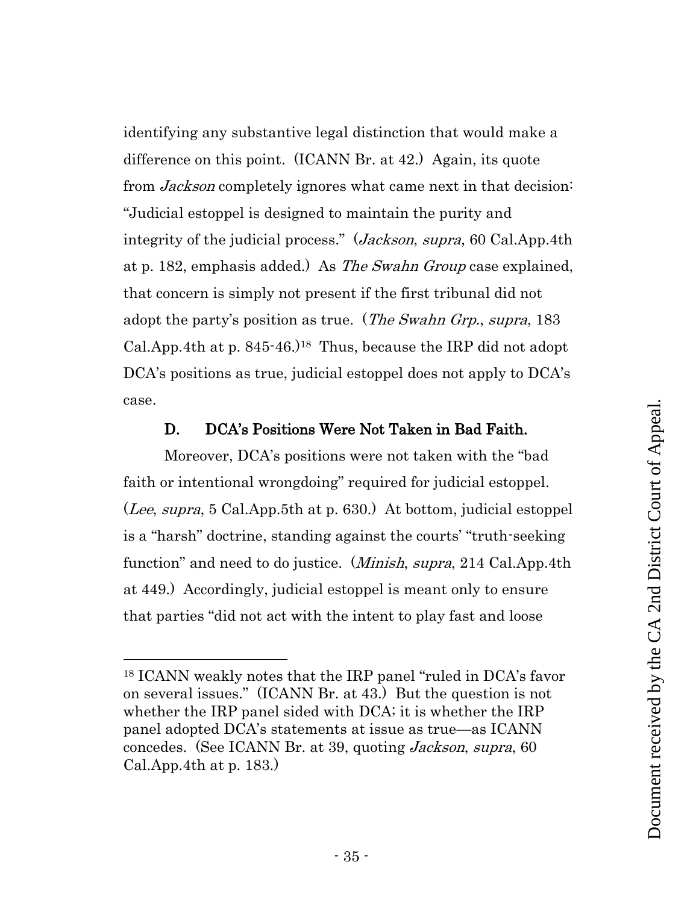identifying any substantive legal distinction that would make a difference on this point. (ICANN Br. at 42.) Again, its quote from *Jackson* completely ignores what came next in that decision: "Judicial estoppel is designed to maintain the purity and integrity of the judicial process." (*Jackson*, *supra*, 60 Cal.App.4th at p. 182, emphasis added.) As *The Swahn Group* case explained, that concern is simply not present if the first tribunal did not adopt the party's position as true. (*The Swahn Grp.*, *supra*, 183 Cal.App.4th at p. 845-46.)[18] Thus, because the IRP did not adopt DCA's positions as true, judicial estoppel does not apply to DCA's case.

### D. DCA's Positions Were Not Taken in Bad Faith.

Moreover, DCA's positions were not taken with the "bad faith or intentional wrongdoing" required for judicial estoppel. (*Lee*, *supra*, 5 Cal.App.5th at p. 630.) At bottom, judicial estoppel is a "harsh" doctrine, standing against the courts' "truth-seeking function" and need to do justice. (*Minish*, *supra*, 214 Cal.App.4th at 449.) Accordingly, judicial estoppel is meant only to ensure that parties "did not act with the intent to play fast and loose

[18] ICANN weakly notes that the IRP panel "ruled in DCA's favor on several issues." (ICANN Br. at 43.) But the question is not whether the IRP panel sided with DCA; it is whether the IRP panel adopted DCA's statements at issue as true—as ICANN concedes. (See ICANN Br. at 39, quoting *Jackson*, *supra*, 60 Cal.App.4th at p. 183.)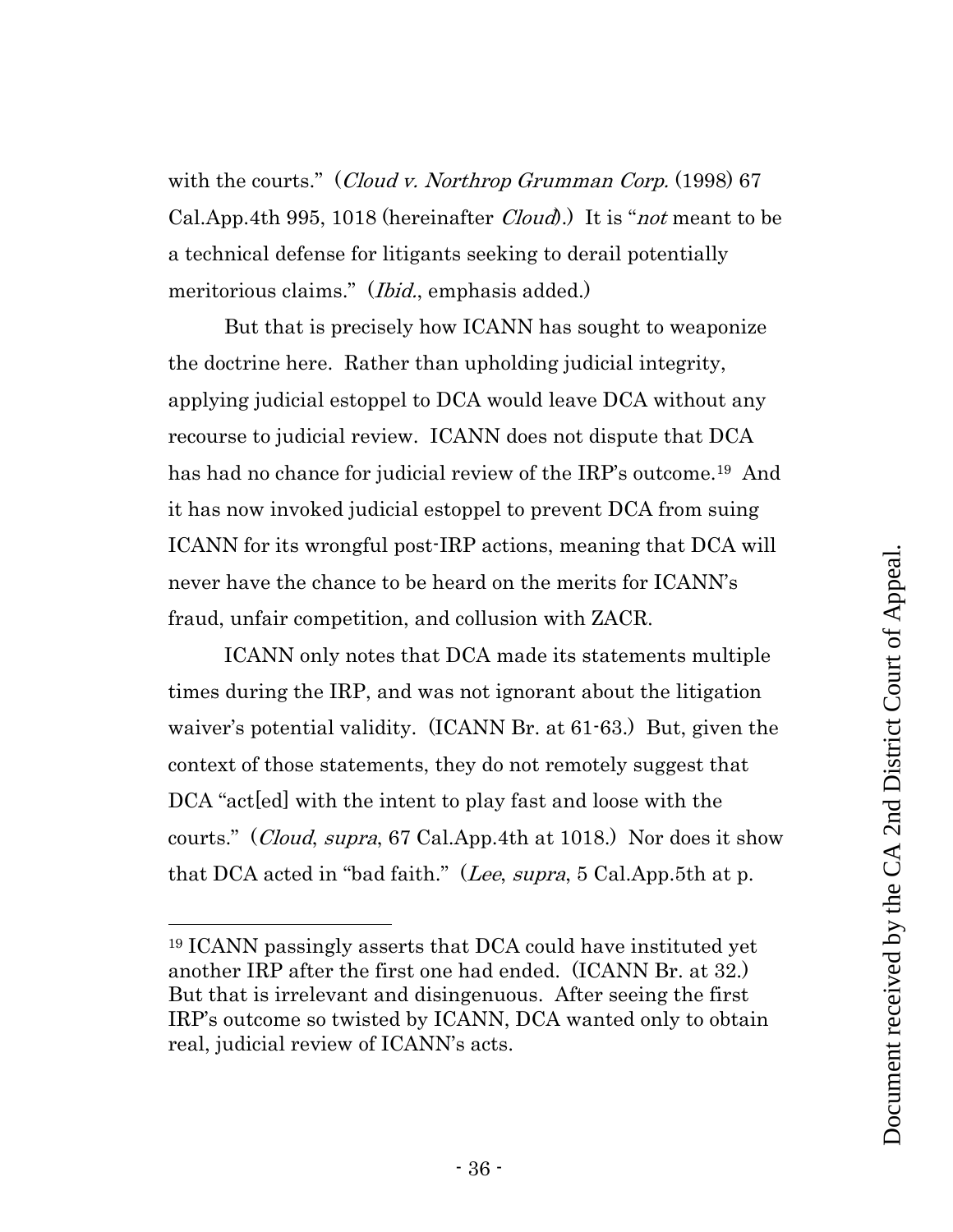with the courts." (*Cloud v. Northrop Grumman Corp.* (1998) 67 Cal.App.4th 995, 1018 (hereinafter *Cloud*).) It is "*not* meant to be a technical defense for litigants seeking to derail potentially meritorious claims." (*Ibid.*, emphasis added.)

But that is precisely how ICANN has sought to weaponize the doctrine here. Rather than upholding judicial integrity, applying judicial estoppel to DCA would leave DCA without any recourse to judicial review. ICANN does not dispute that DCA has had no chance for judicial review of the IRP's outcome.[19] And it has now invoked judicial estoppel to prevent DCA from suing ICANN for its wrongful post-IRP actions, meaning that DCA will never have the chance to be heard on the merits for ICANN's fraud, unfair competition, and collusion with ZACR.

ICANN only notes that DCA made its statements multiple times during the IRP, and was not ignorant about the litigation waiver's potential validity. (ICANN Br. at 61-63.) But, given the context of those statements, they do not remotely suggest that DCA "act[ed] with the intent to play fast and loose with the courts." (*Cloud*, *supra*, 67 Cal.App.4th at 1018.) Nor does it show that DCA acted in "bad faith." (*Lee*, *supra*, 5 Cal.App.5th at p.

---

[19] ICANN passingly asserts that DCA could have instituted yet another IRP after the first one had ended. (ICANN Br. at 32.) But that is irrelevant and disingenuous. After seeing the first IRP's outcome so twisted by ICANN, DCA wanted only to obtain real, judicial review of ICANN's acts.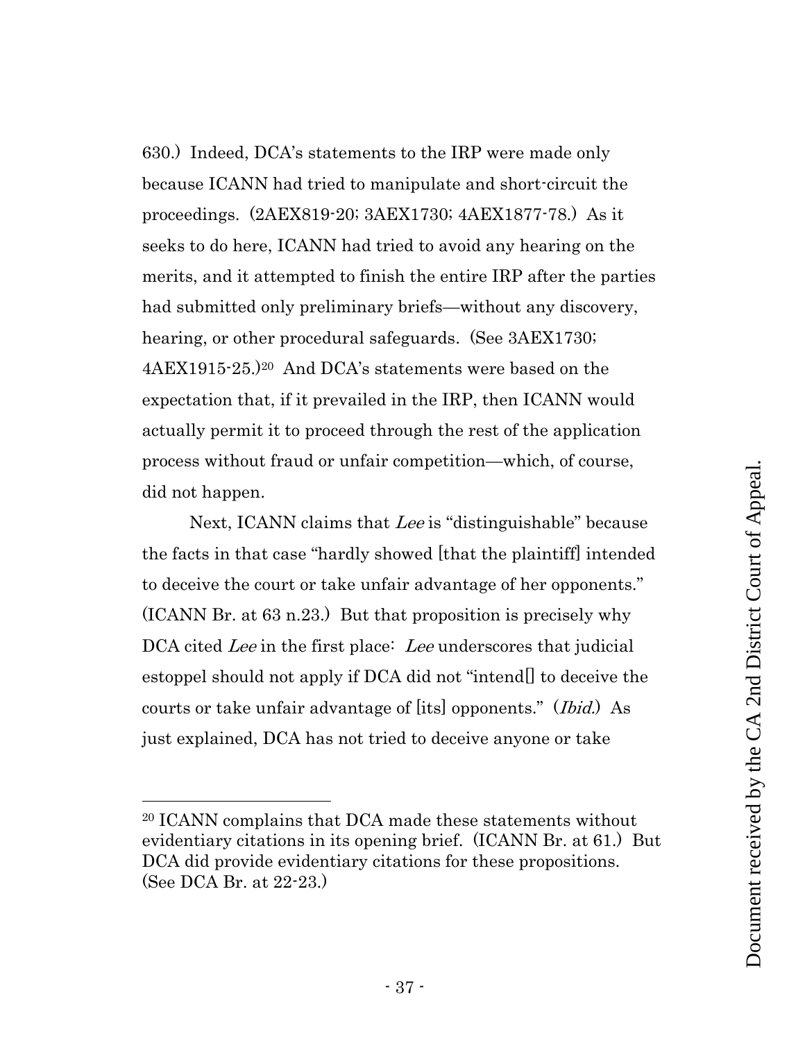630.) Indeed, DCA's statements to the IRP were made only because ICANN had tried to manipulate and short-circuit the proceedings. (2AEX819-20; 3AEX1730; 4AEX1877-78.) As it seeks to do here, ICANN had tried to avoid any hearing on the merits, and it attempted to finish the entire IRP after the parties had submitted only preliminary briefs—without any discovery, hearing, or other procedural safeguards. (See 3AEX1730; 4AEX1915-25.)[20] And DCA's statements were based on the expectation that, if it prevailed in the IRP, then ICANN would actually permit it to proceed through the rest of the application process without fraud or unfair competition—which, of course, did not happen.

Next, ICANN claims that *Lee* is "distinguishable" because the facts in that case "hardly showed [that the plaintiff] intended to deceive the court or take unfair advantage of her opponents." (ICANN Br. at 63 n.23.) But that proposition is precisely why DCA cited *Lee* in the first place: *Lee* underscores that judicial estoppel should not apply if DCA did not "intend[] to deceive the courts or take unfair advantage of [its] opponents." (*Ibid.*) As just explained, DCA has not tried to deceive anyone or take

---

[20] ICANN complains that DCA made these statements without evidentiary citations in its opening brief. (ICANN Br. at 61.) But DCA did provide evidentiary citations for these propositions. (See DCA Br. at 22-23.)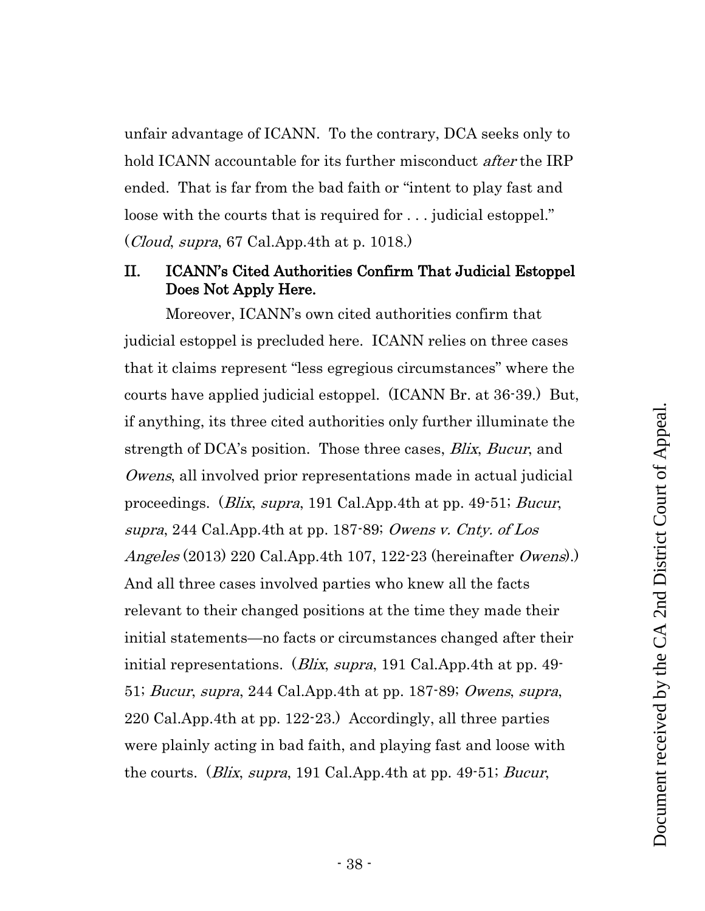unfair advantage of ICANN. To the contrary, DCA seeks only to hold ICANN accountable for its further misconduct *after* the IRP ended. That is far from the bad faith or "intent to play fast and loose with the courts that is required for . . . judicial estoppel." (*Cloud*, *supra*, 67 Cal.App.4th at p. 1018.)

## II. ICANN's Cited Authorities Confirm That Judicial Estoppel Does Not Apply Here.

Moreover, ICANN's own cited authorities confirm that judicial estoppel is precluded here. ICANN relies on three cases that it claims represent "less egregious circumstances" where the courts have applied judicial estoppel. (ICANN Br. at 36-39.) But, if anything, its three cited authorities only further illuminate the strength of DCA's position. Those three cases, *Blix*, *Bucur*, and *Owens*, all involved prior representations made in actual judicial proceedings. (*Blix*, *supra*, 191 Cal.App.4th at pp. 49-51; *Bucur*, *supra*, 244 Cal.App.4th at pp. 187-89; *Owens v. Cnty. of Los Angeles* (2013) 220 Cal.App.4th 107, 122-23 (hereinafter *Owens*).) And all three cases involved parties who knew all the facts relevant to their changed positions at the time they made their initial statements—no facts or circumstances changed after their initial representations. (*Blix*, *supra*, 191 Cal.App.4th at pp. 49-51; *Bucur*, *supra*, 244 Cal.App.4th at pp. 187-89; *Owens*, *supra*, 220 Cal.App.4th at pp. 122-23.) Accordingly, all three parties were plainly acting in bad faith, and playing fast and loose with the courts. (*Blix*, *supra*, 191 Cal.App.4th at pp. 49-51; *Bucur*,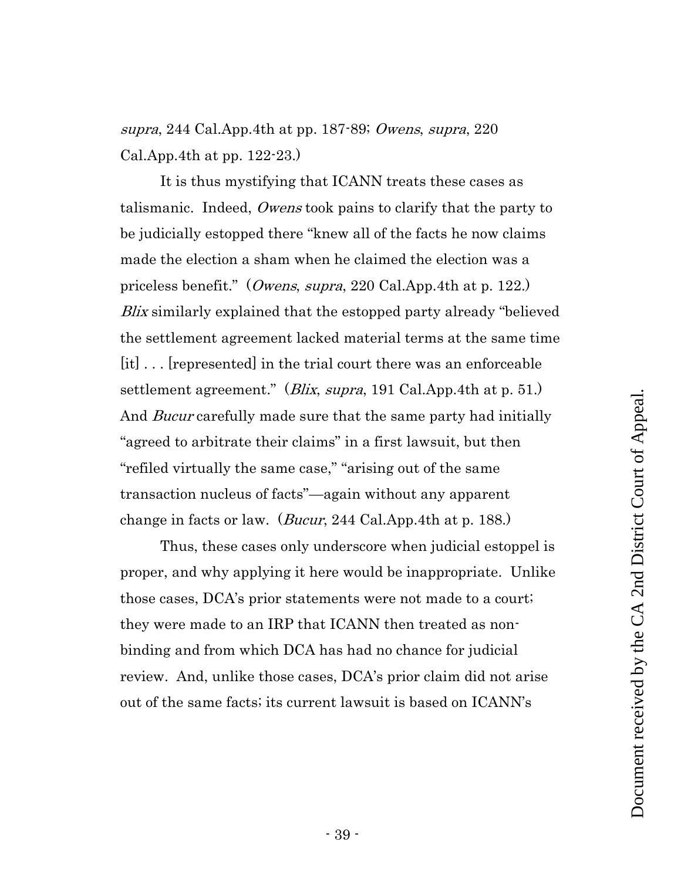*supra*, 244 Cal.App.4th at pp. 187-89; *Owens*, *supra*, 220 Cal.App.4th at pp. 122-23.)

It is thus mystifying that ICANN treats these cases as talismanic. Indeed, *Owens* took pains to clarify that the party to be judicially estopped there "knew all of the facts he now claims made the election a sham when he claimed the election was a priceless benefit." (*Owens*, *supra*, 220 Cal.App.4th at p. 122.) *Blix* similarly explained that the estopped party already "believed the settlement agreement lacked material terms at the same time [it] . . . [represented] in the trial court there was an enforceable settlement agreement." (*Blix*, *supra*, 191 Cal.App.4th at p. 51.) And *Bucur* carefully made sure that the same party had initially "agreed to arbitrate their claims" in a first lawsuit, but then "refiled virtually the same case," "arising out of the same transaction nucleus of facts"—again without any apparent change in facts or law. (*Bucur*, 244 Cal.App.4th at p. 188.)

Thus, these cases only underscore when judicial estoppel is proper, and why applying it here would be inappropriate. Unlike those cases, DCA's prior statements were not made to a court; they were made to an IRP that ICANN then treated as non-binding and from which DCA has had no chance for judicial review. And, unlike those cases, DCA's prior claim did not arise out of the same facts; its current lawsuit is based on ICANN's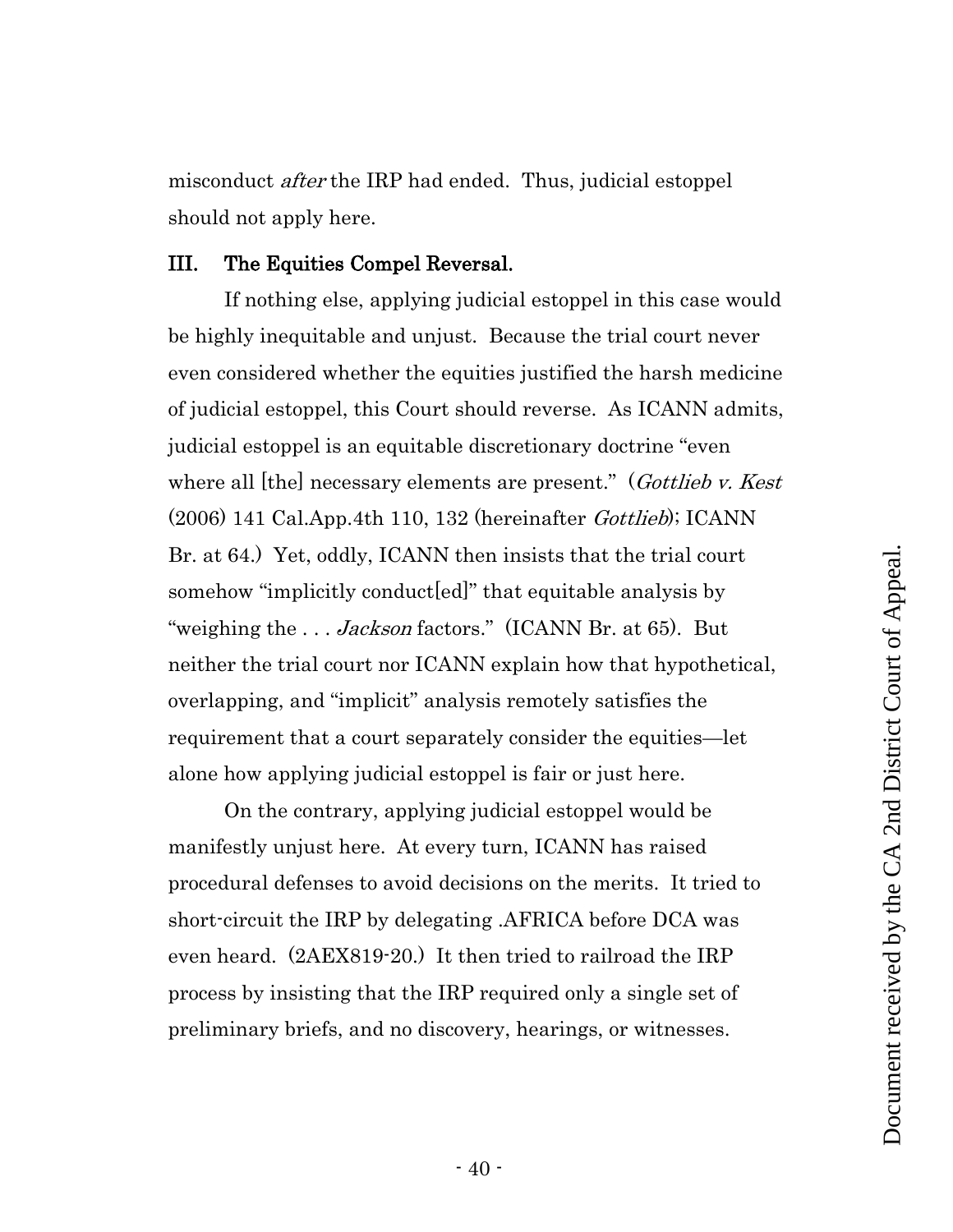misconduct *after* the IRP had ended. Thus, judicial estoppel should not apply here.

## III. The Equities Compel Reversal.

If nothing else, applying judicial estoppel in this case would be highly inequitable and unjust. Because the trial court never even considered whether the equities justified the harsh medicine of judicial estoppel, this Court should reverse. As ICANN admits, judicial estoppel is an equitable discretionary doctrine "even where all [the] necessary elements are present." (*Gottlieb v. Kest* (2006) 141 Cal.App.4th 110, 132 (hereinafter *Gottlieb*); ICANN Br. at 64.) Yet, oddly, ICANN then insists that the trial court somehow "implicitly conduct[ed]" that equitable analysis by "weighing the . . . *Jackson* factors." (ICANN Br. at 65). But neither the trial court nor ICANN explain how that hypothetical, overlapping, and "implicit" analysis remotely satisfies the requirement that a court separately consider the equities—let alone how applying judicial estoppel is fair or just here.

On the contrary, applying judicial estoppel would be manifestly unjust here. At every turn, ICANN has raised procedural defenses to avoid decisions on the merits. It tried to short-circuit the IRP by delegating .AFRICA before DCA was even heard. (2AEX819-20.) It then tried to railroad the IRP process by insisting that the IRP required only a single set of preliminary briefs, and no discovery, hearings, or witnesses.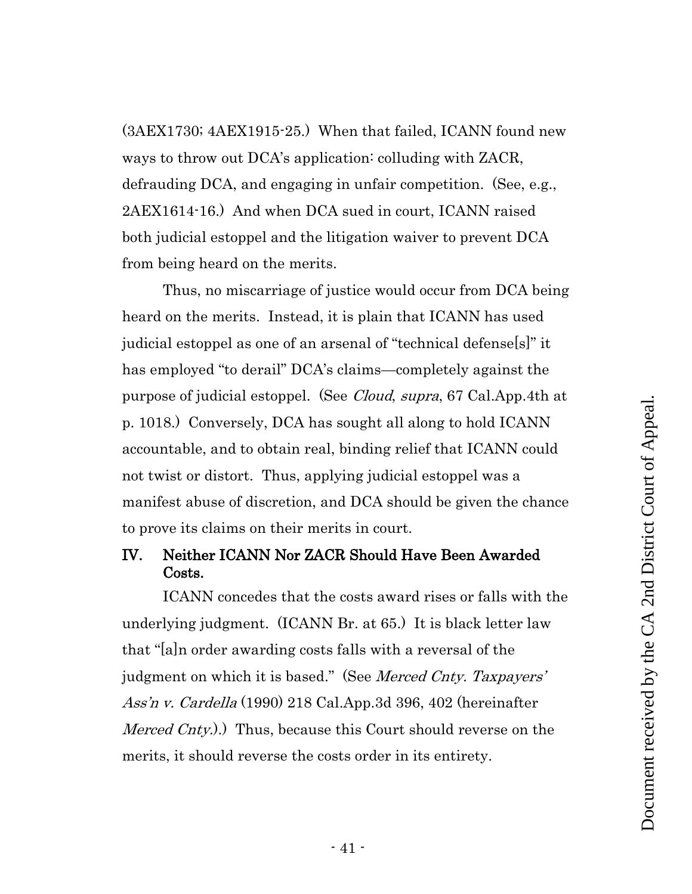(3AEX1730; 4AEX1915-25.) When that failed, ICANN found new ways to throw out DCA's application: colluding with ZACR, defrauding DCA, and engaging in unfair competition. (See, e.g., 2AEX1614-16.) And when DCA sued in court, ICANN raised both judicial estoppel and the litigation waiver to prevent DCA from being heard on the merits.

Thus, no miscarriage of justice would occur from DCA being heard on the merits. Instead, it is plain that ICANN has used judicial estoppel as one of an arsenal of "technical defense[s]" it has employed "to derail" DCA's claims—completely against the purpose of judicial estoppel. (See *Cloud*, *supra*, 67 Cal.App.4th at p. 1018.) Conversely, DCA has sought all along to hold ICANN accountable, and to obtain real, binding relief that ICANN could not twist or distort. Thus, applying judicial estoppel was a manifest abuse of discretion, and DCA should be given the chance to prove its claims on their merits in court.

## IV. Neither ICANN Nor ZACR Should Have Been Awarded Costs.

ICANN concedes that the costs award rises or falls with the underlying judgment. (ICANN Br. at 65.) It is black letter law that "[a]n order awarding costs falls with a reversal of the judgment on which it is based." (See *Merced Cnty. Taxpayers' Ass'n v. Cardella* (1990) 218 Cal.App.3d 396, 402 (hereinafter *Merced Cnty.*).) Thus, because this Court should reverse on the merits, it should reverse the costs order in its entirety.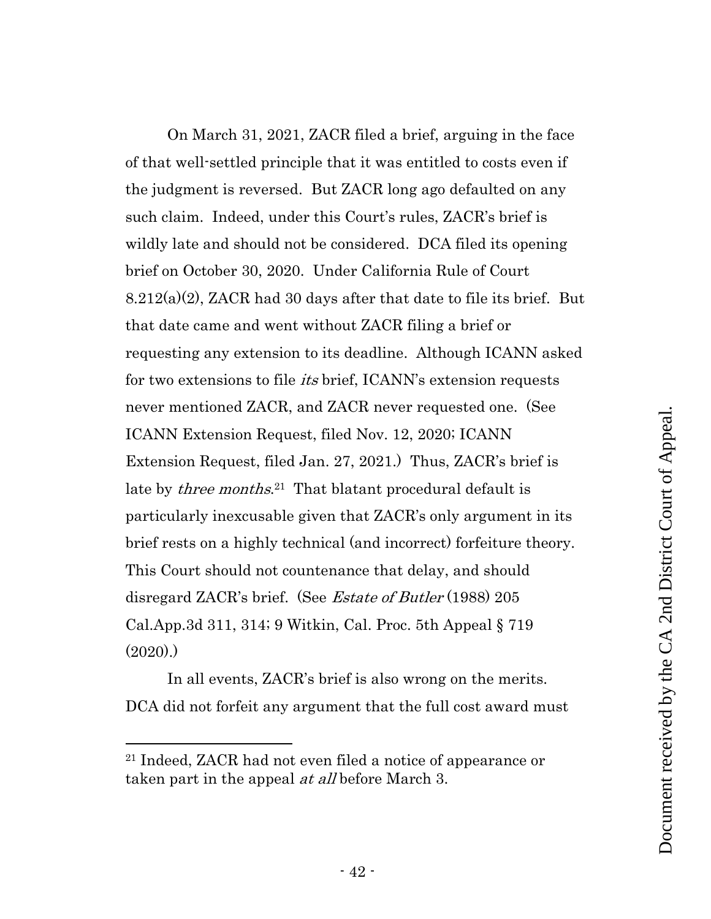On March 31, 2021, ZACR filed a brief, arguing in the face of that well-settled principle that it was entitled to costs even if the judgment is reversed. But ZACR long ago defaulted on any such claim. Indeed, under this Court's rules, ZACR's brief is wildly late and should not be considered. DCA filed its opening brief on October 30, 2020. Under California Rule of Court 8.212(a)(2), ZACR had 30 days after that date to file its brief. But that date came and went without ZACR filing a brief or requesting any extension to its deadline. Although ICANN asked for two extensions to file *its* brief, ICANN's extension requests never mentioned ZACR, and ZACR never requested one. (See ICANN Extension Request, filed Nov. 12, 2020; ICANN Extension Request, filed Jan. 27, 2021.) Thus, ZACR's brief is late by *three months*.[21] That blatant procedural default is particularly inexcusable given that ZACR's only argument in its brief rests on a highly technical (and incorrect) forfeiture theory. This Court should not countenance that delay, and should disregard ZACR's brief. (See *Estate of Butler* (1988) 205 Cal.App.3d 311, 314; 9 Witkin, Cal. Proc. 5th Appeal § 719 (2020).)

In all events, ZACR's brief is also wrong on the merits. DCA did not forfeit any argument that the full cost award must

[21] Indeed, ZACR had not even filed a notice of appearance or taken part in the appeal *at all* before March 3.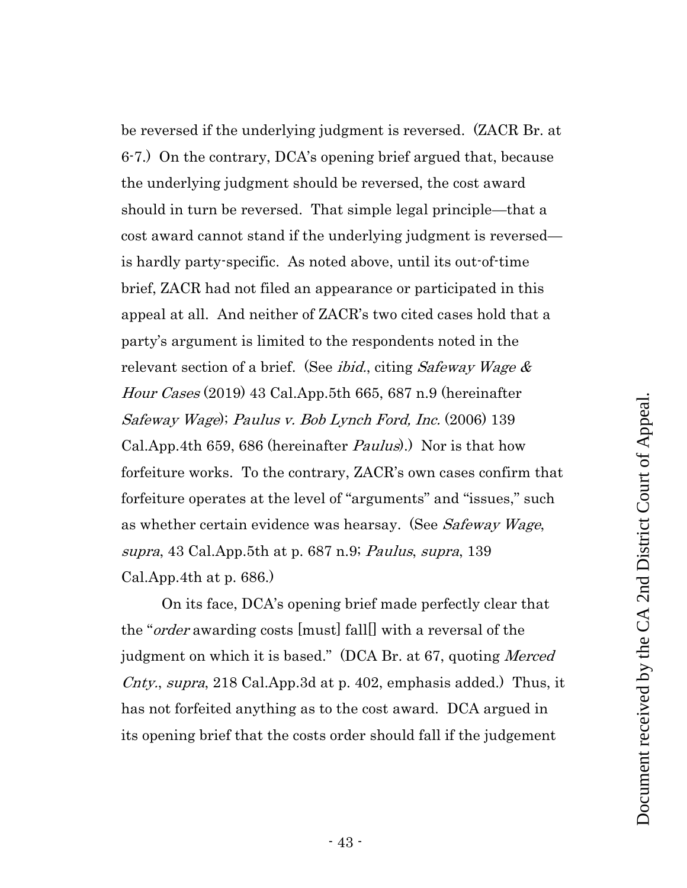be reversed if the underlying judgment is reversed. (ZACR Br. at 6-7.) On the contrary, DCA's opening brief argued that, because the underlying judgment should be reversed, the cost award should in turn be reversed. That simple legal principle—that a cost award cannot stand if the underlying judgment is reversed—is hardly party-specific. As noted above, until its out-of-time brief, ZACR had not filed an appearance or participated in this appeal at all. And neither of ZACR's two cited cases hold that a party's argument is limited to the respondents noted in the relevant section of a brief. (See *ibid.*, citing *Safeway Wage & Hour Cases* (2019) 43 Cal.App.5th 665, 687 n.9 (hereinafter *Safeway Wage*); *Paulus v. Bob Lynch Ford, Inc.* (2006) 139 Cal.App.4th 659, 686 (hereinafter *Paulus*).) Nor is that how forfeiture works. To the contrary, ZACR's own cases confirm that forfeiture operates at the level of "arguments" and "issues," such as whether certain evidence was hearsay. (See *Safeway Wage*, *supra*, 43 Cal.App.5th at p. 687 n.9; *Paulus*, *supra*, 139 Cal.App.4th at p. 686.)

On its face, DCA's opening brief made perfectly clear that the "*order* awarding costs [must] fall[] with a reversal of the judgment on which it is based." (DCA Br. at 67, quoting *Merced Cnty.*, *supra*, 218 Cal.App.3d at p. 402, emphasis added.) Thus, it has not forfeited anything as to the cost award. DCA argued in its opening brief that the costs order should fall if the judgement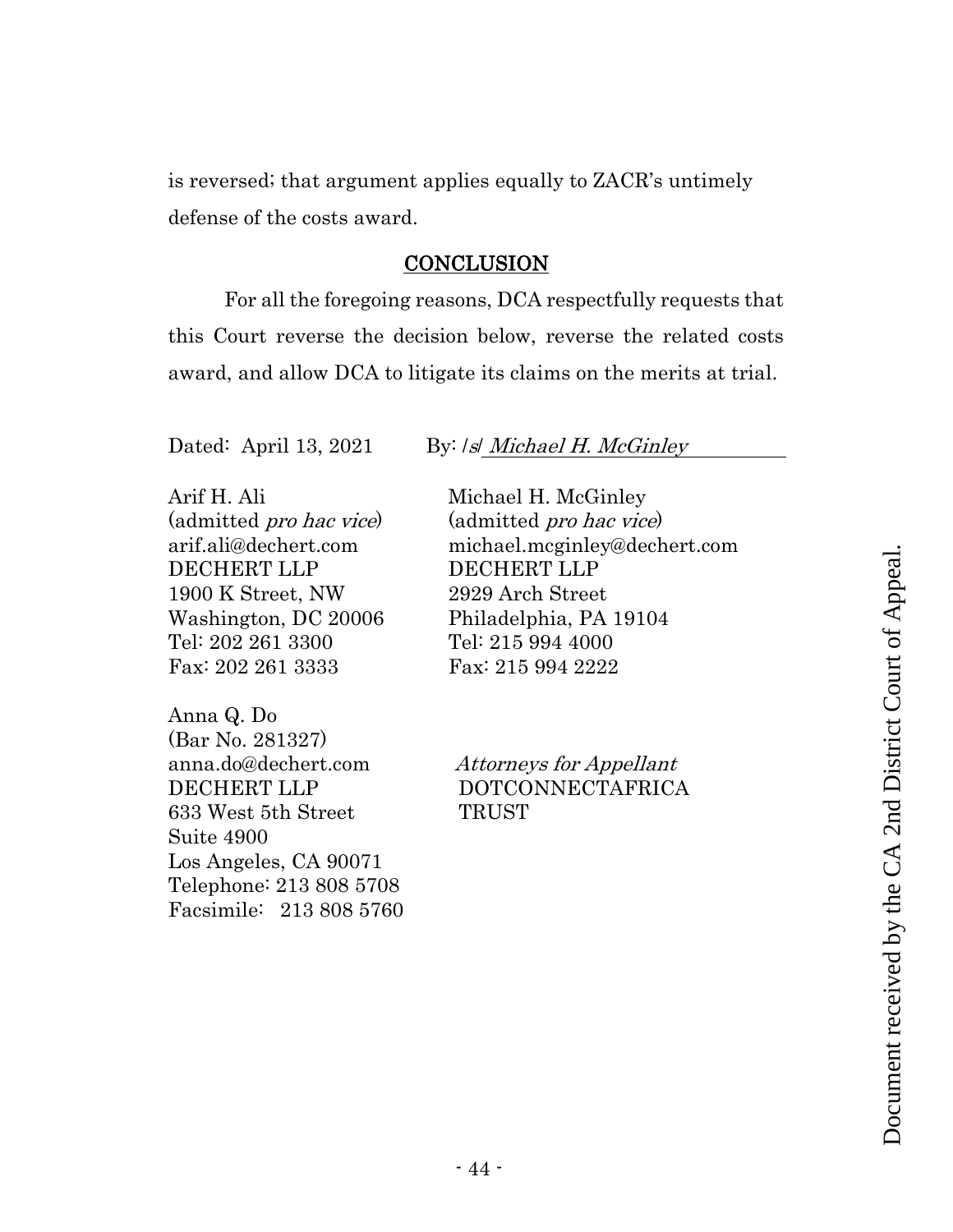is reversed; that argument applies equally to ZACR's untimely defense of the costs award.

## CONCLUSION

For all the foregoing reasons, DCA respectfully requests that this Court reverse the decision below, reverse the related costs award, and allow DCA to litigate its claims on the merits at trial.

Dated: April 13, 2021

By: /s/ *Michael H. McGinley*

Arif H. Ali
(admitted *pro hac vice*)
arif.ali@dechert.com
DECHERT LLP
1900 K Street, NW
Washington, DC 20006
Tel: 202 261 3300
Fax: 202 261 3333

Michael H. McGinley
(admitted *pro hac vice*)
michael.mcginley@dechert.com
DECHERT LLP
2929 Arch Street
Philadelphia, PA 19104
Tel: 215 994 4000
Fax: 215 994 2222

Anna Q. Do
(Bar No. 281327)
anna.do@dechert.com
DECHERT LLP
633 West 5th Street
Suite 4900
Los Angeles, CA 90071
Telephone: 213 808 5708
Facsimile: 213 808 5760

*Attorneys for Appellant*
DOTCONNECTAFRICA
TRUST

Document received by the CA 2nd District Court of Appeal.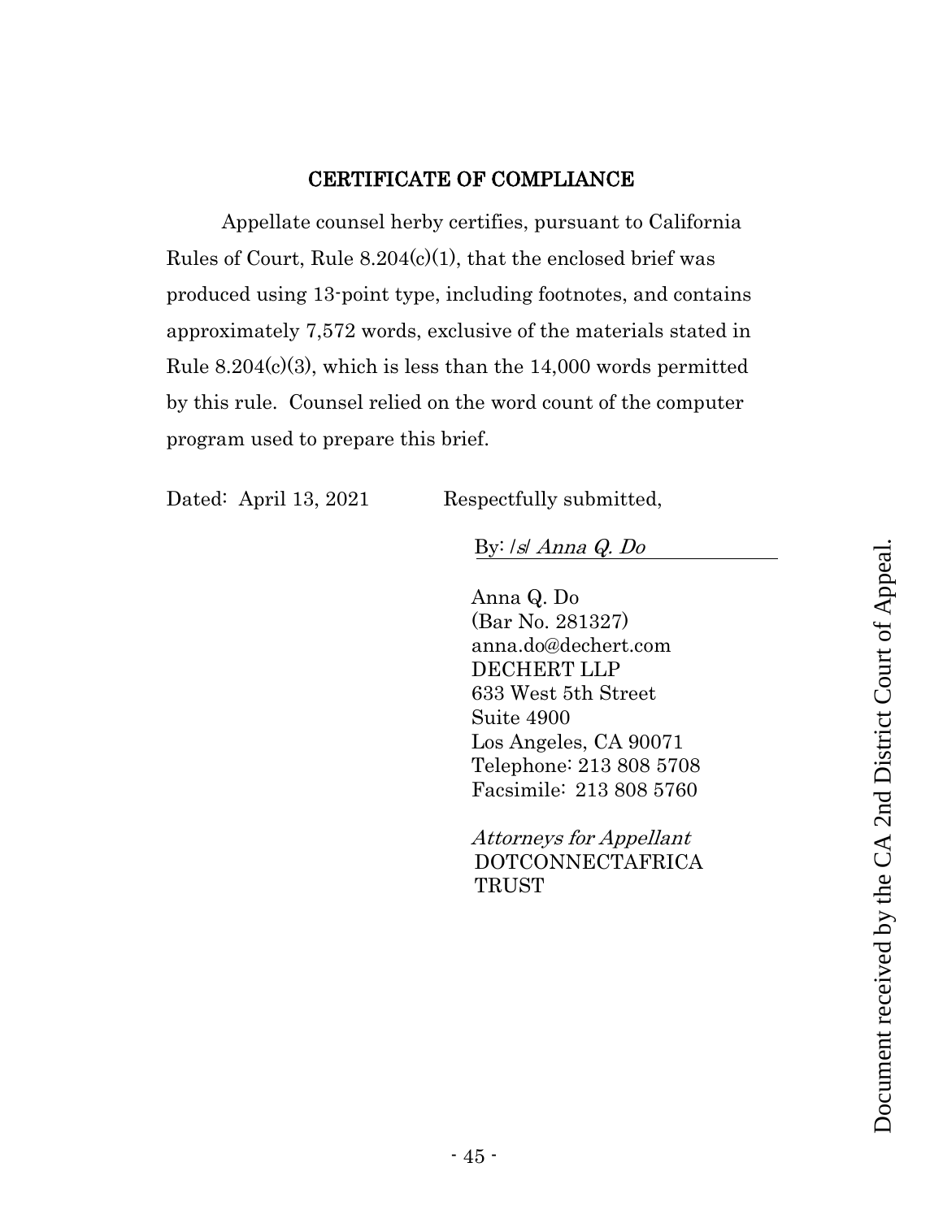## CERTIFICATE OF COMPLIANCE

Appellate counsel herby certifies, pursuant to California Rules of Court, Rule 8.204(c)(1), that the enclosed brief was produced using 13-point type, including footnotes, and contains approximately 7,572 words, exclusive of the materials stated in Rule 8.204(c)(3), which is less than the 14,000 words permitted by this rule. Counsel relied on the word count of the computer program used to prepare this brief.

Dated: April 13, 2021 Respectfully submitted,

By: */s/ Anna Q. Do*

Anna Q. Do
(Bar No. 281327)
anna.do@dechert.com
DECHERT LLP
633 West 5th Street
Suite 4900
Los Angeles, CA 90071
Telephone: 213 808 5708
Facsimile: 213 808 5760

*Attorneys for Appellant*
DOTCONNECTAFRICA TRUST

Document received by the CA 2nd District Court of Appeal.